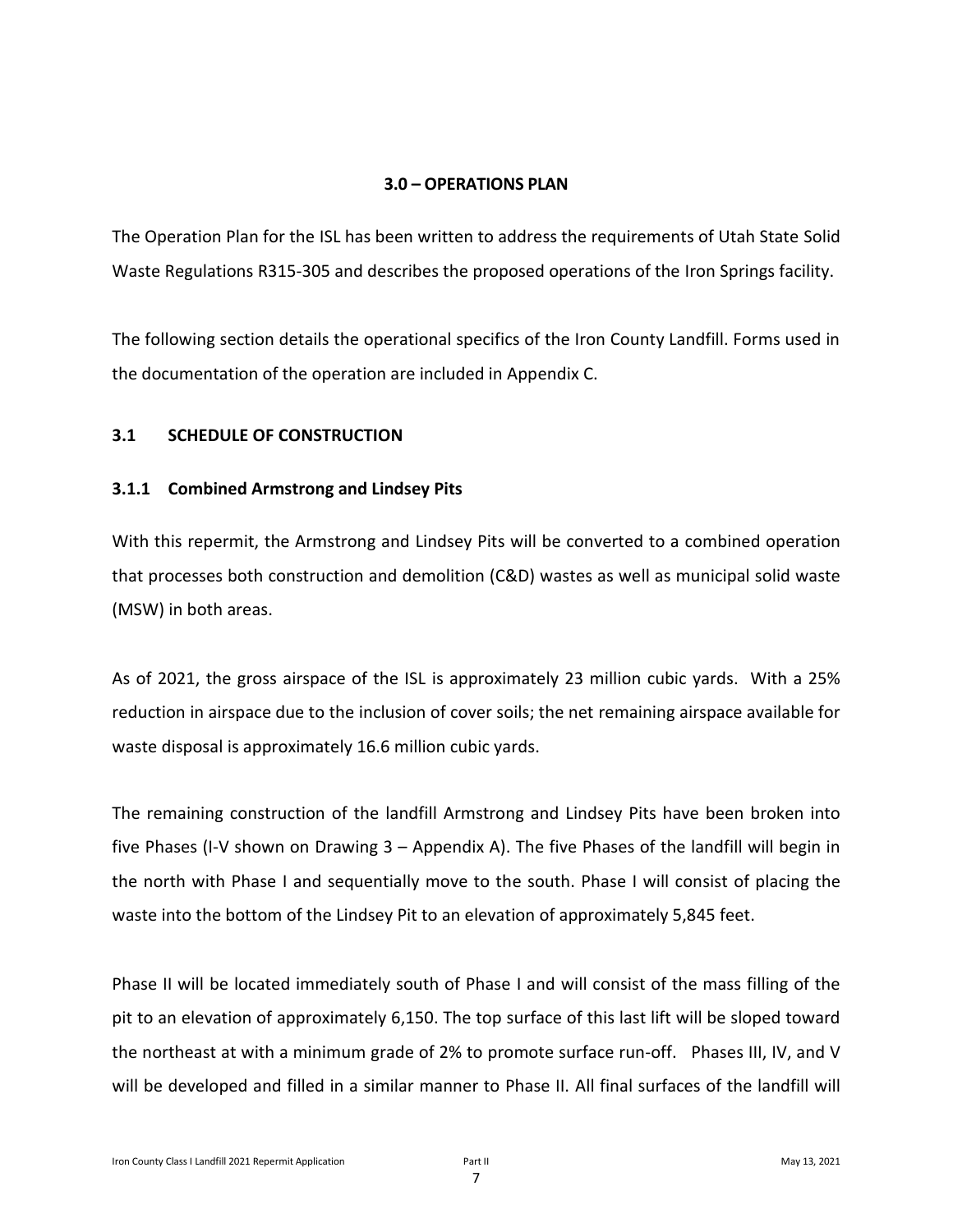## 3.0 – OPERATIONS PLAN

The Operation Plan for the ISL has been written to address the requirements of Utah State Solid Waste Regulations R315-305 and describes the proposed operations of the Iron Springs facility.

The following section details the operational specifics of the Iron County Landfill. Forms used in the documentation of the operation are included in Appendix C.

### 3.1 SCHEDULE OF CONSTRUCTION

#### 3.1.1 Combined Armstrong and Lindsey Pits

With this repermit, the Armstrong and Lindsey Pits will be converted to a combined operation that processes both construction and demolition (C&D) wastes as well as municipal solid waste (MSW) in both areas.

As of 2021, the gross airspace of the ISL is approximately 23 million cubic yards. With a 25% reduction in airspace due to the inclusion of cover soils; the net remaining airspace available for waste disposal is approximately 16.6 million cubic yards.

The remaining construction of the landfill Armstrong and Lindsey Pits have been broken into five Phases (I-V shown on Drawing 3 – Appendix A). The five Phases of the landfill will begin in the north with Phase I and sequentially move to the south. Phase I will consist of placing the waste into the bottom of the Lindsey Pit to an elevation of approximately 5,845 feet.

Phase II will be located immediately south of Phase I and will consist of the mass filling of the pit to an elevation of approximately 6,150. The top surface of this last lift will be sloped toward the northeast at with a minimum grade of 2% to promote surface run-off. Phases III, IV, and V will be developed and filled in a similar manner to Phase II. All final surfaces of the landfill will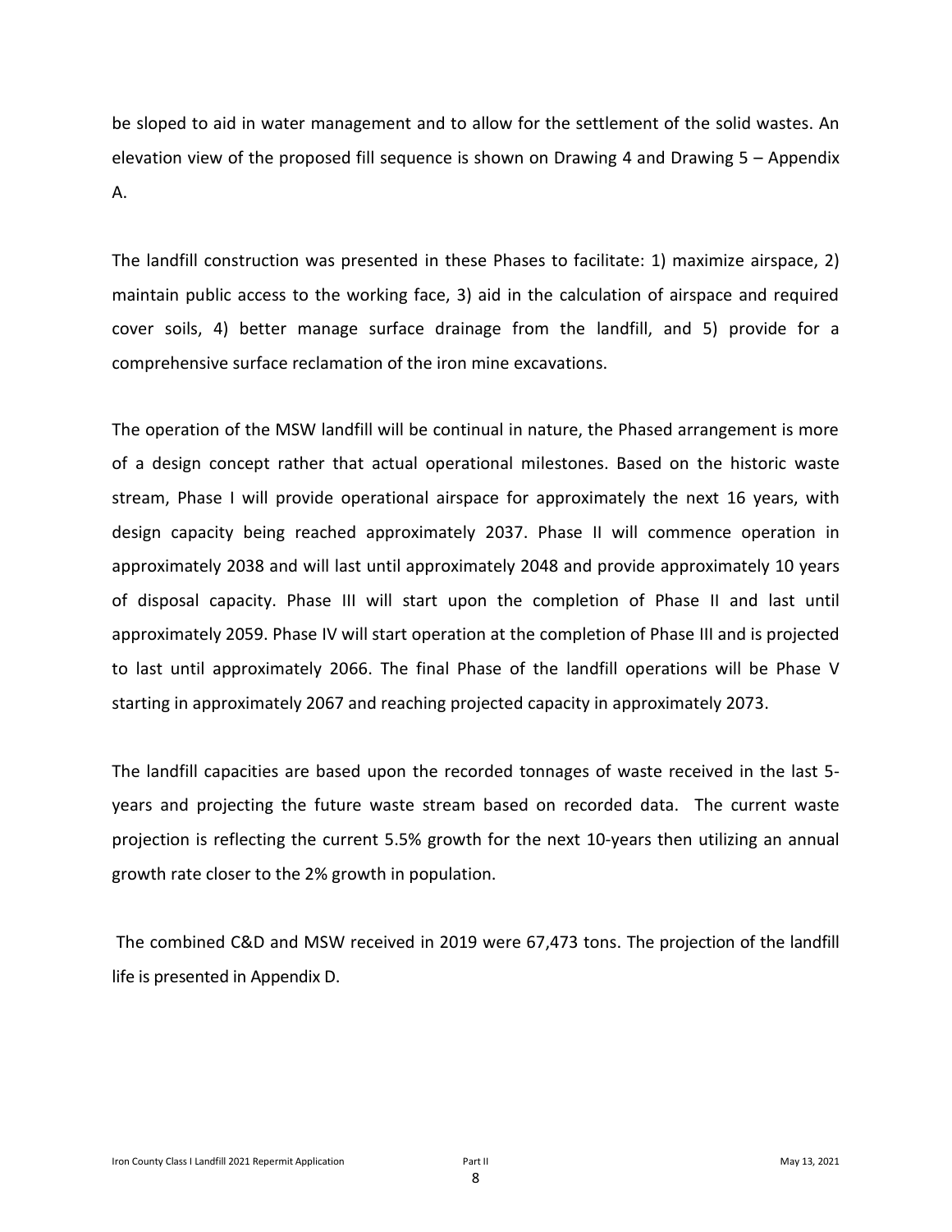be sloped to aid in water management and to allow for the settlement of the solid wastes. An elevation view of the proposed fill sequence is shown on Drawing 4 and Drawing 5 – Appendix A.

The landfill construction was presented in these Phases to facilitate: 1) maximize airspace, 2) maintain public access to the working face, 3) aid in the calculation of airspace and required cover soils, 4) better manage surface drainage from the landfill, and 5) provide for a comprehensive surface reclamation of the iron mine excavations.

The operation of the MSW landfill will be continual in nature, the Phased arrangement is more of a design concept rather that actual operational milestones. Based on the historic waste stream, Phase I will provide operational airspace for approximately the next 16 years, with design capacity being reached approximately 2037. Phase II will commence operation in approximately 2038 and will last until approximately 2048 and provide approximately 10 years of disposal capacity. Phase III will start upon the completion of Phase II and last until approximately 2059. Phase IV will start operation at the completion of Phase III and is projected to last until approximately 2066. The final Phase of the landfill operations will be Phase V starting in approximately 2067 and reaching projected capacity in approximately 2073.

The landfill capacities are based upon the recorded tonnages of waste received in the last 5-years and projecting the future waste stream based on recorded data. The current waste projection is reflecting the current 5.5% growth for the next 10-years then utilizing an annual growth rate closer to the 2% growth in population.

The combined C&D and MSW received in 2019 were 67,473 tons. The projection of the landfill life is presented in Appendix D.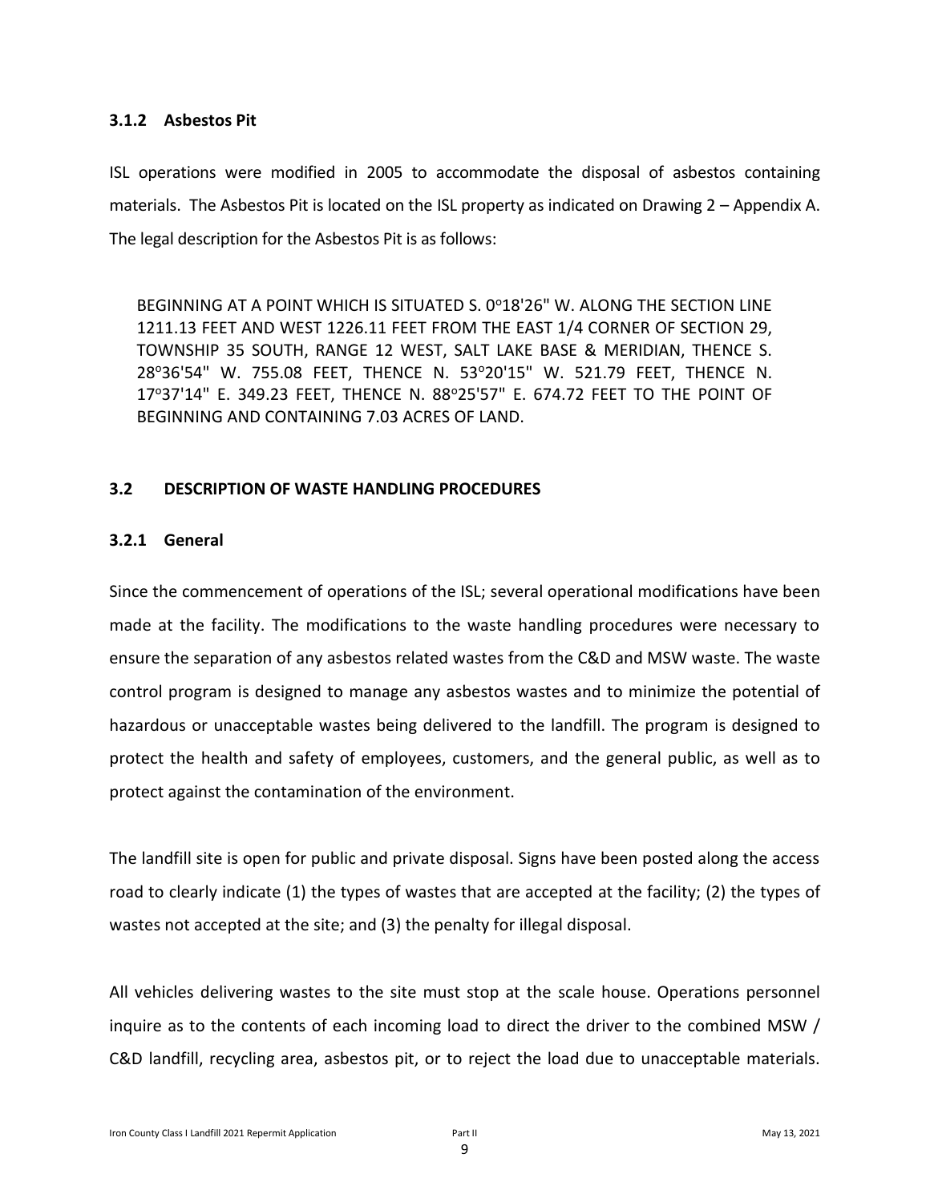### 3.1.2 Asbestos Pit

ISL operations were modified in 2005 to accommodate the disposal of asbestos containing materials. The Asbestos Pit is located on the ISL property as indicated on Drawing 2 – Appendix A. The legal description for the Asbestos Pit is as follows:

> BEGINNING AT A POINT WHICH IS SITUATED S. 0°18'26" W. ALONG THE SECTION LINE 1211.13 FEET AND WEST 1226.11 FEET FROM THE EAST 1/4 CORNER OF SECTION 29, TOWNSHIP 35 SOUTH, RANGE 12 WEST, SALT LAKE BASE & MERIDIAN, THENCE S. 28°36'54" W. 755.08 FEET, THENCE N. 53°20'15" W. 521.79 FEET, THENCE N. 17°37'14" E. 349.23 FEET, THENCE N. 88°25'57" E. 674.72 FEET TO THE POINT OF BEGINNING AND CONTAINING 7.03 ACRES OF LAND.

## 3.2 DESCRIPTION OF WASTE HANDLING PROCEDURES

### 3.2.1 General

Since the commencement of operations of the ISL; several operational modifications have been made at the facility. The modifications to the waste handling procedures were necessary to ensure the separation of any asbestos related wastes from the C&D and MSW waste. The waste control program is designed to manage any asbestos wastes and to minimize the potential of hazardous or unacceptable wastes being delivered to the landfill. The program is designed to protect the health and safety of employees, customers, and the general public, as well as to protect against the contamination of the environment.

The landfill site is open for public and private disposal. Signs have been posted along the access road to clearly indicate (1) the types of wastes that are accepted at the facility; (2) the types of wastes not accepted at the site; and (3) the penalty for illegal disposal.

All vehicles delivering wastes to the site must stop at the scale house. Operations personnel inquire as to the contents of each incoming load to direct the driver to the combined MSW / C&D landfill, recycling area, asbestos pit, or to reject the load due to unacceptable materials.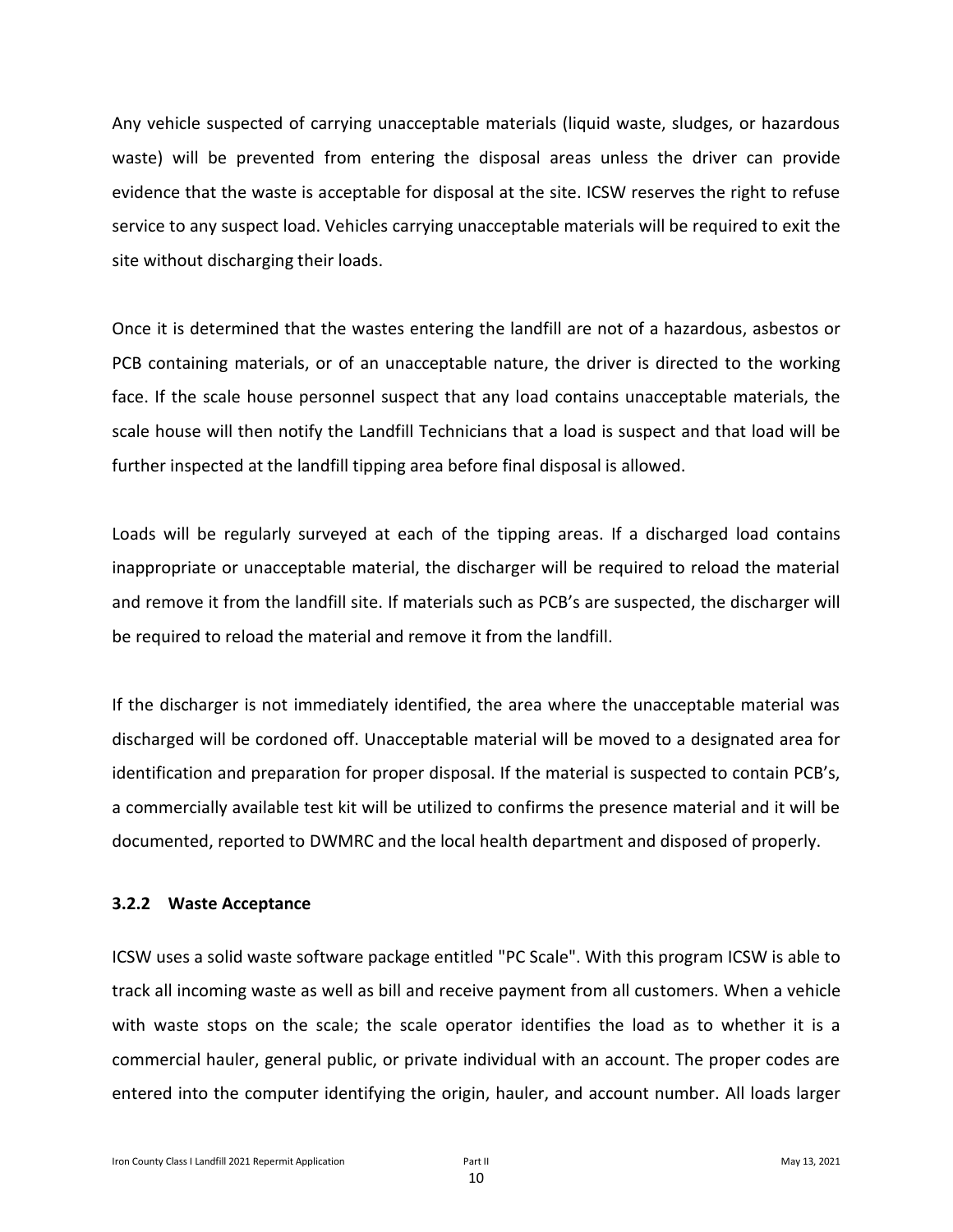Any vehicle suspected of carrying unacceptable materials (liquid waste, sludges, or hazardous waste) will be prevented from entering the disposal areas unless the driver can provide evidence that the waste is acceptable for disposal at the site. ICSW reserves the right to refuse service to any suspect load. Vehicles carrying unacceptable materials will be required to exit the site without discharging their loads.

Once it is determined that the wastes entering the landfill are not of a hazardous, asbestos or PCB containing materials, or of an unacceptable nature, the driver is directed to the working face. If the scale house personnel suspect that any load contains unacceptable materials, the scale house will then notify the Landfill Technicians that a load is suspect and that load will be further inspected at the landfill tipping area before final disposal is allowed.

Loads will be regularly surveyed at each of the tipping areas. If a discharged load contains inappropriate or unacceptable material, the discharger will be required to reload the material and remove it from the landfill site. If materials such as PCB's are suspected, the discharger will be required to reload the material and remove it from the landfill.

If the discharger is not immediately identified, the area where the unacceptable material was discharged will be cordoned off. Unacceptable material will be moved to a designated area for identification and preparation for proper disposal. If the material is suspected to contain PCB's, a commercially available test kit will be utilized to confirms the presence material and it will be documented, reported to DWMRC and the local health department and disposed of properly.

### 3.2.2 Waste Acceptance

ICSW uses a solid waste software package entitled "PC Scale". With this program ICSW is able to track all incoming waste as well as bill and receive payment from all customers. When a vehicle with waste stops on the scale; the scale operator identifies the load as to whether it is a commercial hauler, general public, or private individual with an account. The proper codes are entered into the computer identifying the origin, hauler, and account number. All loads larger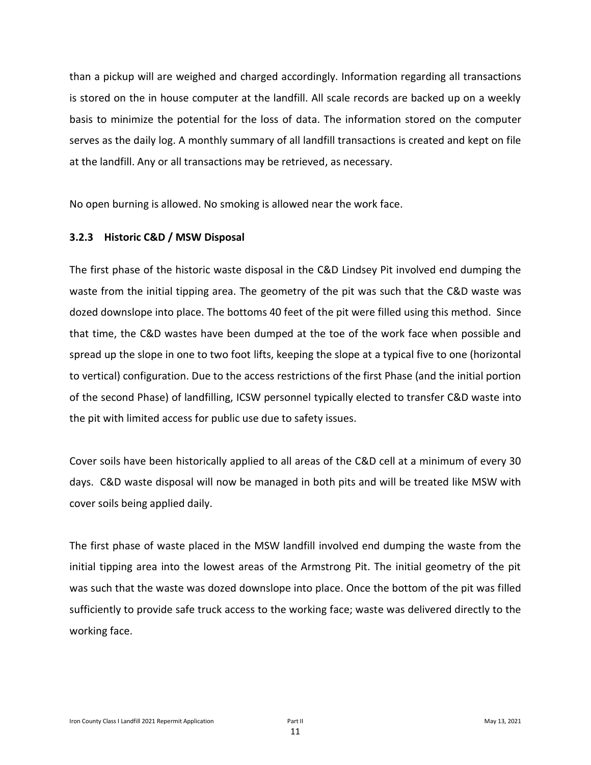than a pickup will are weighed and charged accordingly. Information regarding all transactions is stored on the in house computer at the landfill. All scale records are backed up on a weekly basis to minimize the potential for the loss of data. The information stored on the computer serves as the daily log. A monthly summary of all landfill transactions is created and kept on file at the landfill. Any or all transactions may be retrieved, as necessary.

No open burning is allowed. No smoking is allowed near the work face.

### 3.2.3 Historic C&D / MSW Disposal

The first phase of the historic waste disposal in the C&D Lindsey Pit involved end dumping the waste from the initial tipping area. The geometry of the pit was such that the C&D waste was dozed downslope into place. The bottoms 40 feet of the pit were filled using this method. Since that time, the C&D wastes have been dumped at the toe of the work face when possible and spread up the slope in one to two foot lifts, keeping the slope at a typical five to one (horizontal to vertical) configuration. Due to the access restrictions of the first Phase (and the initial portion of the second Phase) of landfilling, ICSW personnel typically elected to transfer C&D waste into the pit with limited access for public use due to safety issues.

Cover soils have been historically applied to all areas of the C&D cell at a minimum of every 30 days. C&D waste disposal will now be managed in both pits and will be treated like MSW with cover soils being applied daily.

The first phase of waste placed in the MSW landfill involved end dumping the waste from the initial tipping area into the lowest areas of the Armstrong Pit. The initial geometry of the pit was such that the waste was dozed downslope into place. Once the bottom of the pit was filled sufficiently to provide safe truck access to the working face; waste was delivered directly to the working face.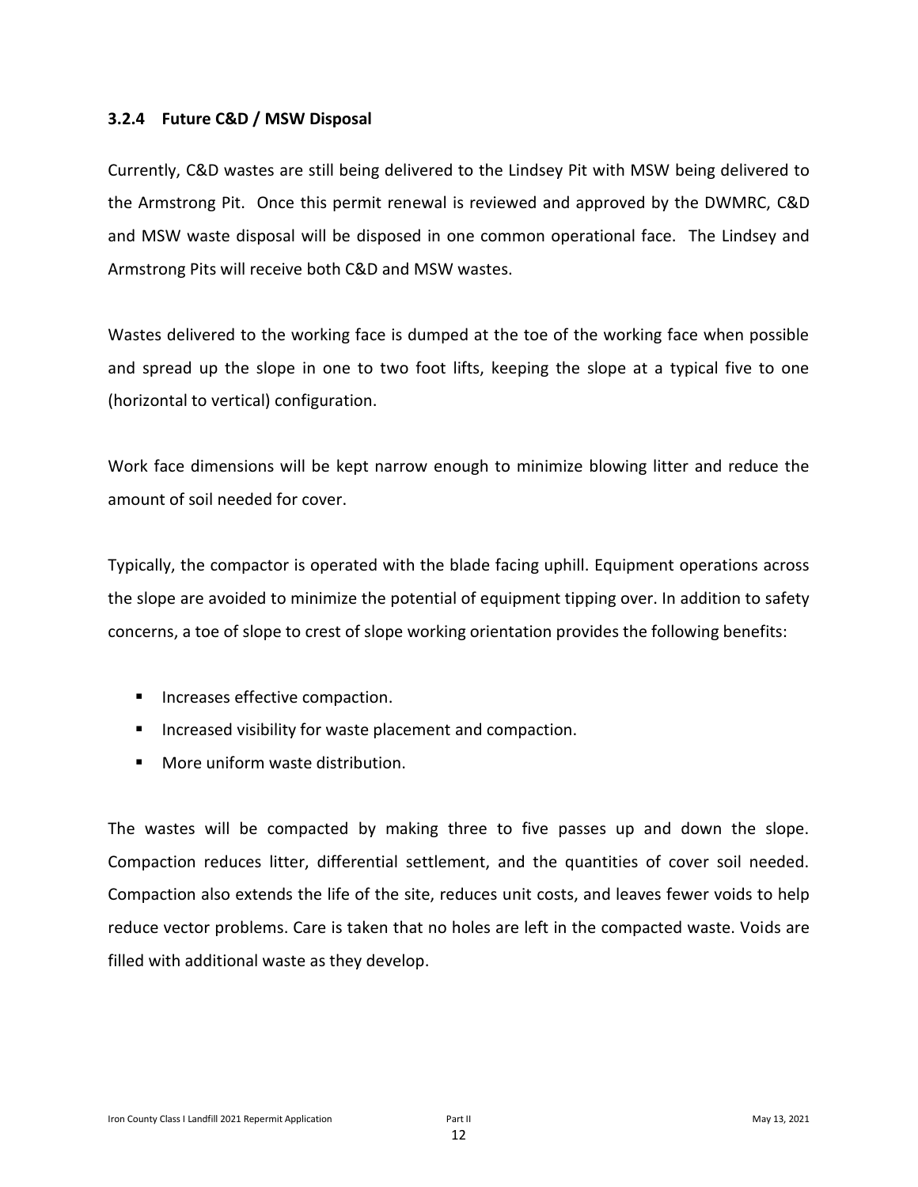### 3.2.4 Future C&D / MSW Disposal

Currently, C&D wastes are still being delivered to the Lindsey Pit with MSW being delivered to the Armstrong Pit. Once this permit renewal is reviewed and approved by the DWMRC, C&D and MSW waste disposal will be disposed in one common operational face. The Lindsey and Armstrong Pits will receive both C&D and MSW wastes.

Wastes delivered to the working face is dumped at the toe of the working face when possible and spread up the slope in one to two foot lifts, keeping the slope at a typical five to one (horizontal to vertical) configuration.

Work face dimensions will be kept narrow enough to minimize blowing litter and reduce the amount of soil needed for cover.

Typically, the compactor is operated with the blade facing uphill. Equipment operations across the slope are avoided to minimize the potential of equipment tipping over. In addition to safety concerns, a toe of slope to crest of slope working orientation provides the following benefits:

- Increases effective compaction.
- Increased visibility for waste placement and compaction.
- More uniform waste distribution.

The wastes will be compacted by making three to five passes up and down the slope. Compaction reduces litter, differential settlement, and the quantities of cover soil needed. Compaction also extends the life of the site, reduces unit costs, and leaves fewer voids to help reduce vector problems. Care is taken that no holes are left in the compacted waste. Voids are filled with additional waste as they develop.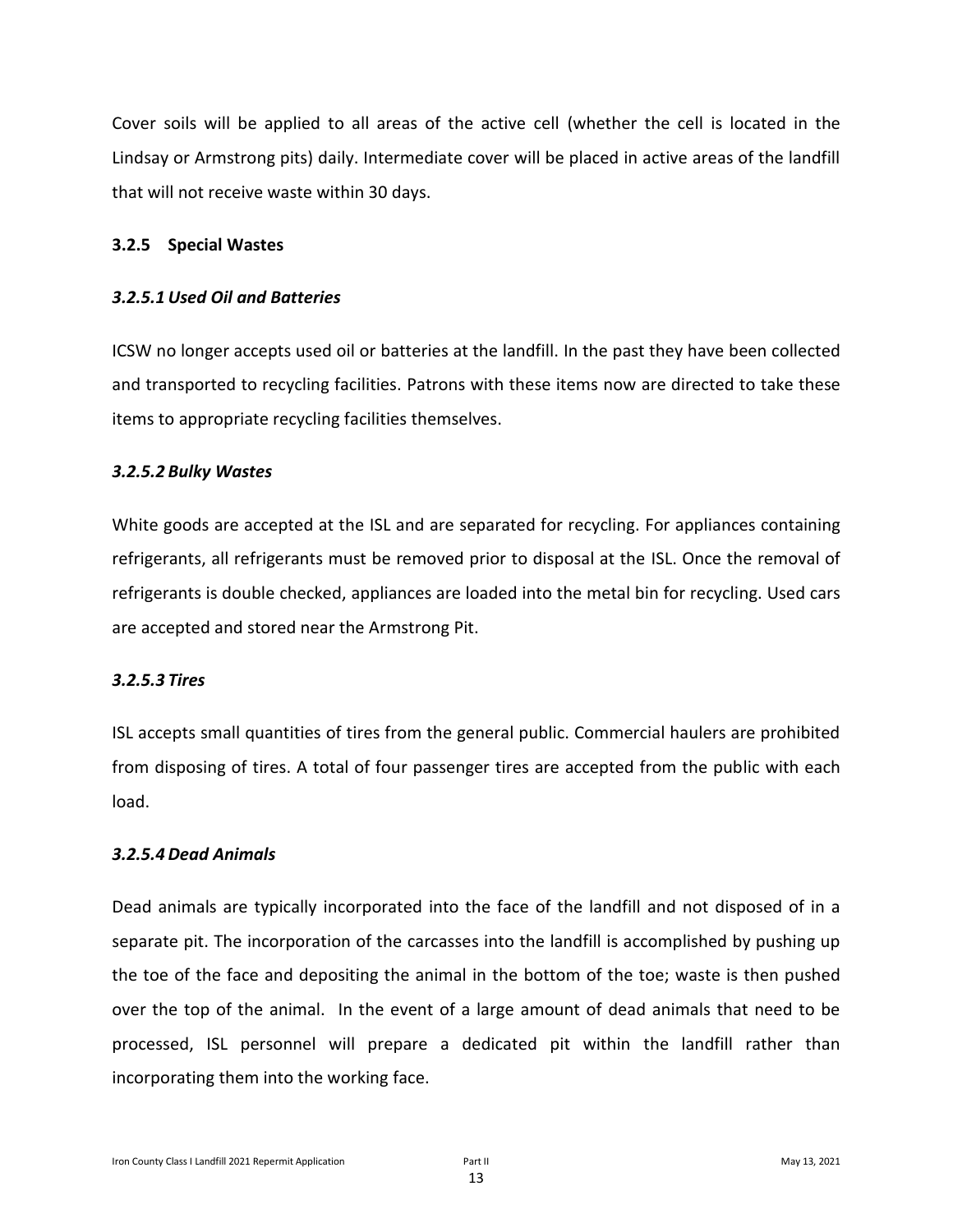Cover soils will be applied to all areas of the active cell (whether the cell is located in the Lindsay or Armstrong pits) daily. Intermediate cover will be placed in active areas of the landfill that will not receive waste within 30 days.

### 3.2.5 Special Wastes

#### *3.2.5.1 Used Oil and Batteries*

ICSW no longer accepts used oil or batteries at the landfill. In the past they have been collected and transported to recycling facilities. Patrons with these items now are directed to take these items to appropriate recycling facilities themselves.

#### *3.2.5.2 Bulky Wastes*

White goods are accepted at the ISL and are separated for recycling. For appliances containing refrigerants, all refrigerants must be removed prior to disposal at the ISL. Once the removal of refrigerants is double checked, appliances are loaded into the metal bin for recycling. Used cars are accepted and stored near the Armstrong Pit.

#### *3.2.5.3 Tires*

ISL accepts small quantities of tires from the general public. Commercial haulers are prohibited from disposing of tires. A total of four passenger tires are accepted from the public with each load.

#### *3.2.5.4 Dead Animals*

Dead animals are typically incorporated into the face of the landfill and not disposed of in a separate pit. The incorporation of the carcasses into the landfill is accomplished by pushing up the toe of the face and depositing the animal in the bottom of the toe; waste is then pushed over the top of the animal. In the event of a large amount of dead animals that need to be processed, ISL personnel will prepare a dedicated pit within the landfill rather than incorporating them into the working face.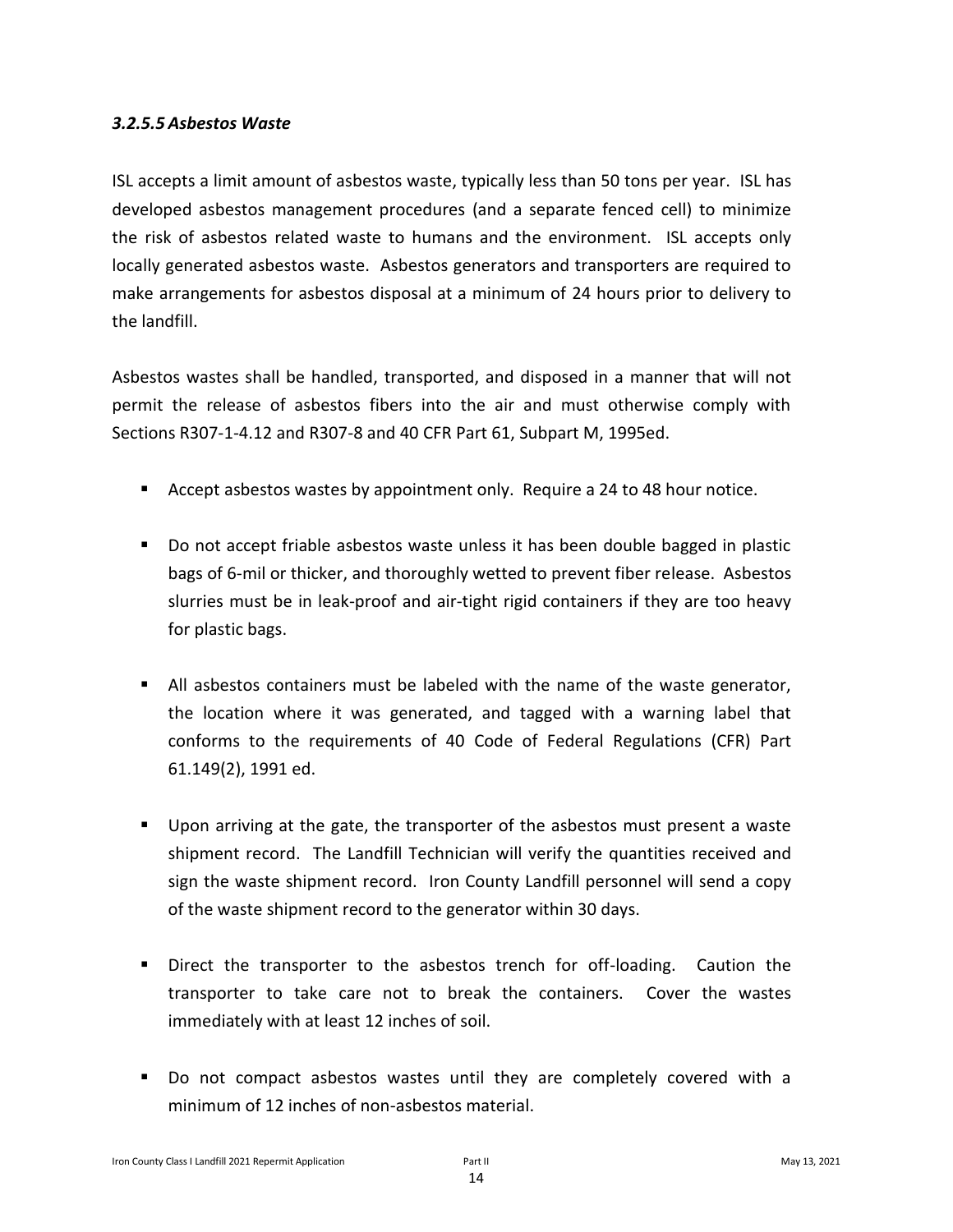### *3.2.5.5 Asbestos Waste*

ISL accepts a limit amount of asbestos waste, typically less than 50 tons per year. ISL has developed asbestos management procedures (and a separate fenced cell) to minimize the risk of asbestos related waste to humans and the environment. ISL accepts only locally generated asbestos waste. Asbestos generators and transporters are required to make arrangements for asbestos disposal at a minimum of 24 hours prior to delivery to the landfill.

Asbestos wastes shall be handled, transported, and disposed in a manner that will not permit the release of asbestos fibers into the air and must otherwise comply with Sections R307-1-4.12 and R307-8 and 40 CFR Part 61, Subpart M, 1995ed.

- Accept asbestos wastes by appointment only. Require a 24 to 48 hour notice.
- Do not accept friable asbestos waste unless it has been double bagged in plastic bags of 6-mil or thicker, and thoroughly wetted to prevent fiber release. Asbestos slurries must be in leak-proof and air-tight rigid containers if they are too heavy for plastic bags.
- All asbestos containers must be labeled with the name of the waste generator, the location where it was generated, and tagged with a warning label that conforms to the requirements of 40 Code of Federal Regulations (CFR) Part 61.149(2), 1991 ed.
- Upon arriving at the gate, the transporter of the asbestos must present a waste shipment record. The Landfill Technician will verify the quantities received and sign the waste shipment record. Iron County Landfill personnel will send a copy of the waste shipment record to the generator within 30 days.
- Direct the transporter to the asbestos trench for off-loading. Caution the transporter to take care not to break the containers. Cover the wastes immediately with at least 12 inches of soil.
- Do not compact asbestos wastes until they are completely covered with a minimum of 12 inches of non-asbestos material.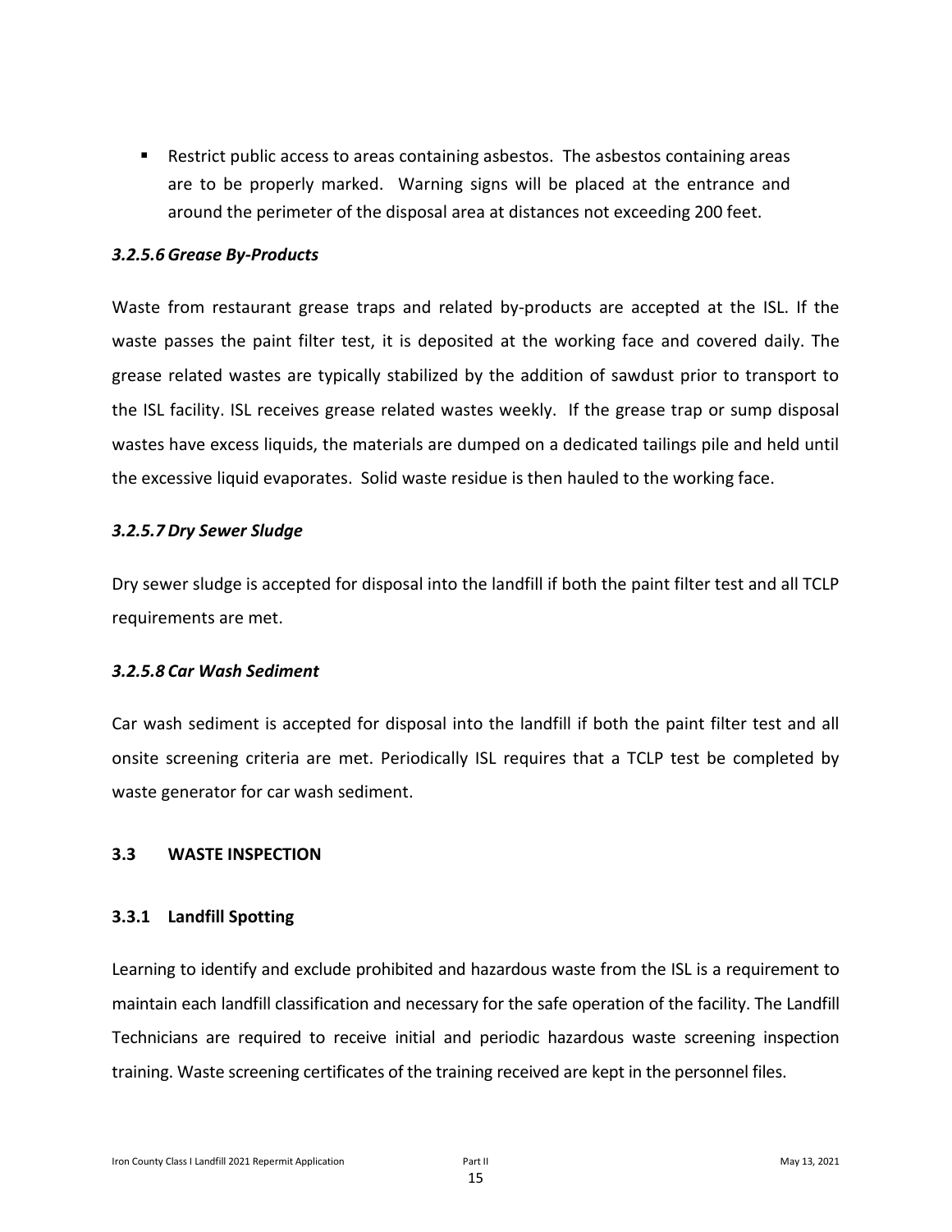- Restrict public access to areas containing asbestos. The asbestos containing areas are to be properly marked. Warning signs will be placed at the entrance and around the perimeter of the disposal area at distances not exceeding 200 feet.

#### *3.2.5.6 Grease By-Products*

Waste from restaurant grease traps and related by-products are accepted at the ISL. If the waste passes the paint filter test, it is deposited at the working face and covered daily. The grease related wastes are typically stabilized by the addition of sawdust prior to transport to the ISL facility. ISL receives grease related wastes weekly. If the grease trap or sump disposal wastes have excess liquids, the materials are dumped on a dedicated tailings pile and held until the excessive liquid evaporates. Solid waste residue is then hauled to the working face.

#### *3.2.5.7 Dry Sewer Sludge*

Dry sewer sludge is accepted for disposal into the landfill if both the paint filter test and all TCLP requirements are met.

#### *3.2.5.8 Car Wash Sediment*

Car wash sediment is accepted for disposal into the landfill if both the paint filter test and all onsite screening criteria are met. Periodically ISL requires that a TCLP test be completed by waste generator for car wash sediment.

## 3.3 WASTE INSPECTION

### 3.3.1 Landfill Spotting

Learning to identify and exclude prohibited and hazardous waste from the ISL is a requirement to maintain each landfill classification and necessary for the safe operation of the facility. The Landfill Technicians are required to receive initial and periodic hazardous waste screening inspection training. Waste screening certificates of the training received are kept in the personnel files.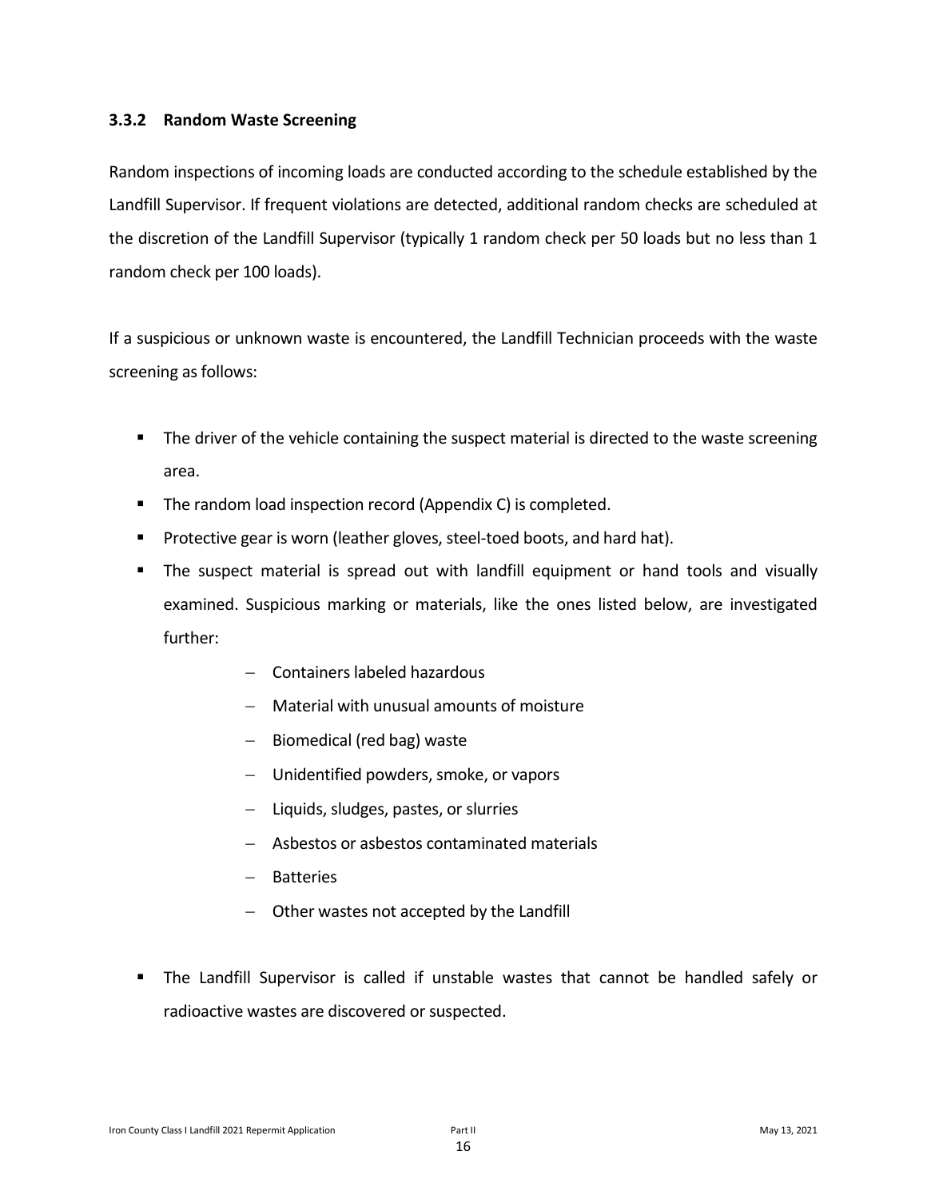### 3.3.2 Random Waste Screening

Random inspections of incoming loads are conducted according to the schedule established by the Landfill Supervisor. If frequent violations are detected, additional random checks are scheduled at the discretion of the Landfill Supervisor (typically 1 random check per 50 loads but no less than 1 random check per 100 loads).

If a suspicious or unknown waste is encountered, the Landfill Technician proceeds with the waste screening as follows:

- The driver of the vehicle containing the suspect material is directed to the waste screening area.
- The random load inspection record (Appendix C) is completed.
- Protective gear is worn (leather gloves, steel-toed boots, and hard hat).
- The suspect material is spread out with landfill equipment or hand tools and visually examined. Suspicious marking or materials, like the ones listed below, are investigated further:
  - Containers labeled hazardous
  - Material with unusual amounts of moisture
  - Biomedical (red bag) waste
  - Unidentified powders, smoke, or vapors
  - Liquids, sludges, pastes, or slurries
  - Asbestos or asbestos contaminated materials
  - Batteries
  - Other wastes not accepted by the Landfill
- The Landfill Supervisor is called if unstable wastes that cannot be handled safely or radioactive wastes are discovered or suspected.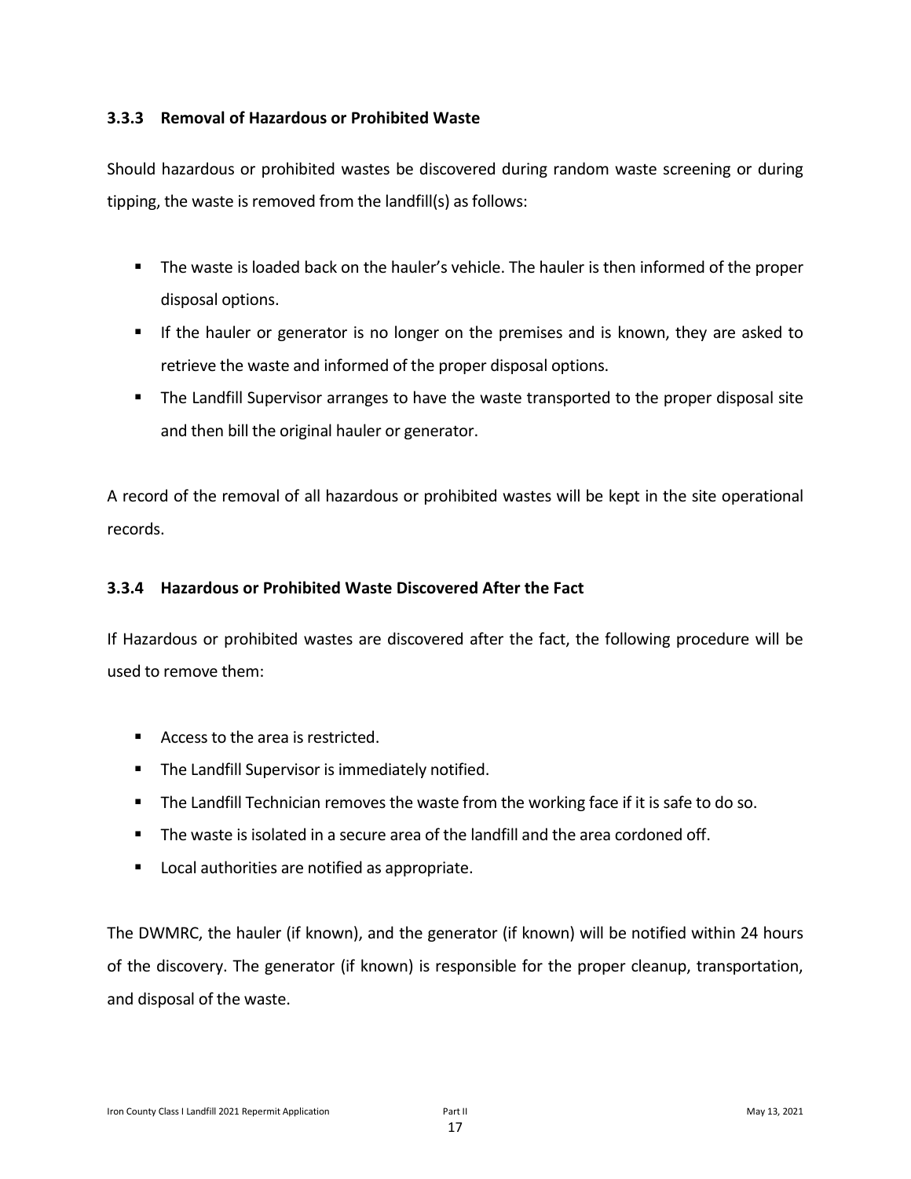### 3.3.3 Removal of Hazardous or Prohibited Waste

Should hazardous or prohibited wastes be discovered during random waste screening or during tipping, the waste is removed from the landfill(s) as follows:

- The waste is loaded back on the hauler's vehicle. The hauler is then informed of the proper disposal options.
- If the hauler or generator is no longer on the premises and is known, they are asked to retrieve the waste and informed of the proper disposal options.
- The Landfill Supervisor arranges to have the waste transported to the proper disposal site and then bill the original hauler or generator.

A record of the removal of all hazardous or prohibited wastes will be kept in the site operational records.

### 3.3.4 Hazardous or Prohibited Waste Discovered After the Fact

If Hazardous or prohibited wastes are discovered after the fact, the following procedure will be used to remove them:

- Access to the area is restricted.
- The Landfill Supervisor is immediately notified.
- The Landfill Technician removes the waste from the working face if it is safe to do so.
- The waste is isolated in a secure area of the landfill and the area cordoned off.
- Local authorities are notified as appropriate.

The DWMRC, the hauler (if known), and the generator (if known) will be notified within 24 hours of the discovery. The generator (if known) is responsible for the proper cleanup, transportation, and disposal of the waste.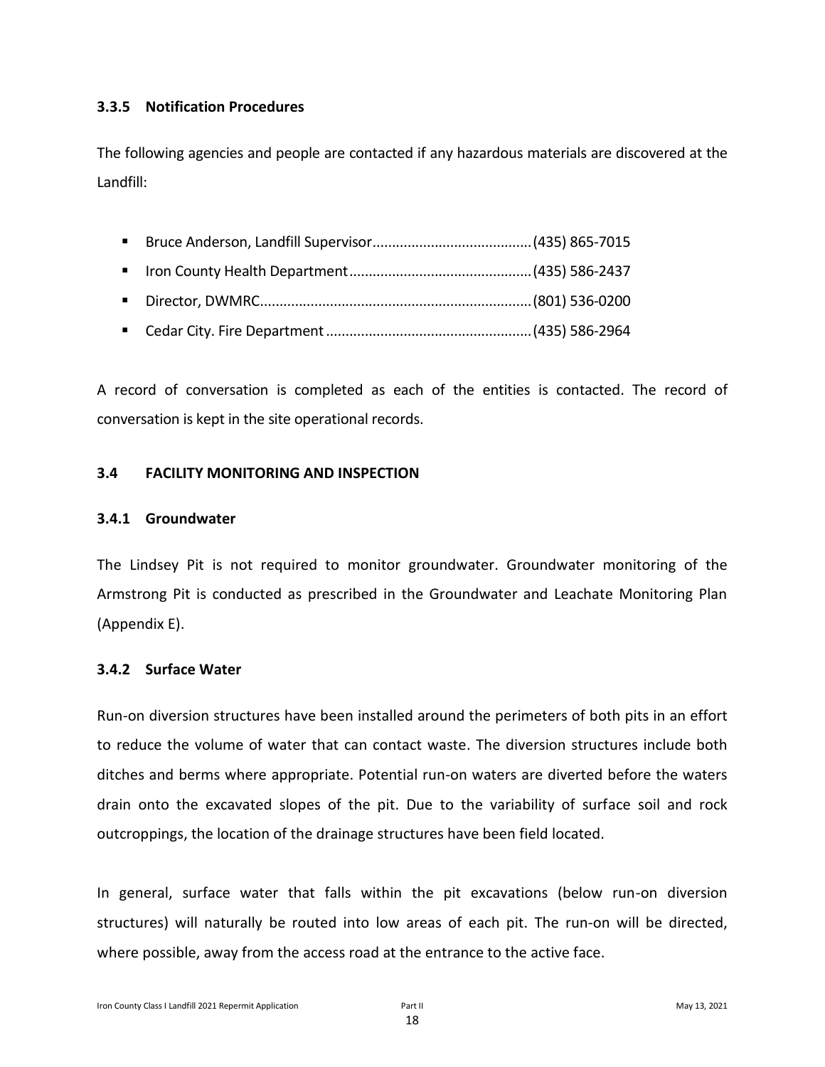### 3.3.5 Notification Procedures

The following agencies and people are contacted if any hazardous materials are discovered at the Landfill:

- Bruce Anderson, Landfill Supervisor........................................(435) 865-7015
- Iron County Health Department..............................................(435) 586-2437
- Director, DWMRC....................................................................(801) 536-0200
- Cedar City. Fire Department ....................................................(435) 586-2964

A record of conversation is completed as each of the entities is contacted. The record of conversation is kept in the site operational records.

## 3.4 FACILITY MONITORING AND INSPECTION

### 3.4.1 Groundwater

The Lindsey Pit is not required to monitor groundwater. Groundwater monitoring of the Armstrong Pit is conducted as prescribed in the Groundwater and Leachate Monitoring Plan (Appendix E).

### 3.4.2 Surface Water

Run-on diversion structures have been installed around the perimeters of both pits in an effort to reduce the volume of water that can contact waste. The diversion structures include both ditches and berms where appropriate. Potential run-on waters are diverted before the waters drain onto the excavated slopes of the pit. Due to the variability of surface soil and rock outcroppings, the location of the drainage structures have been field located.

In general, surface water that falls within the pit excavations (below run-on diversion structures) will naturally be routed into low areas of each pit. The run-on will be directed, where possible, away from the access road at the entrance to the active face.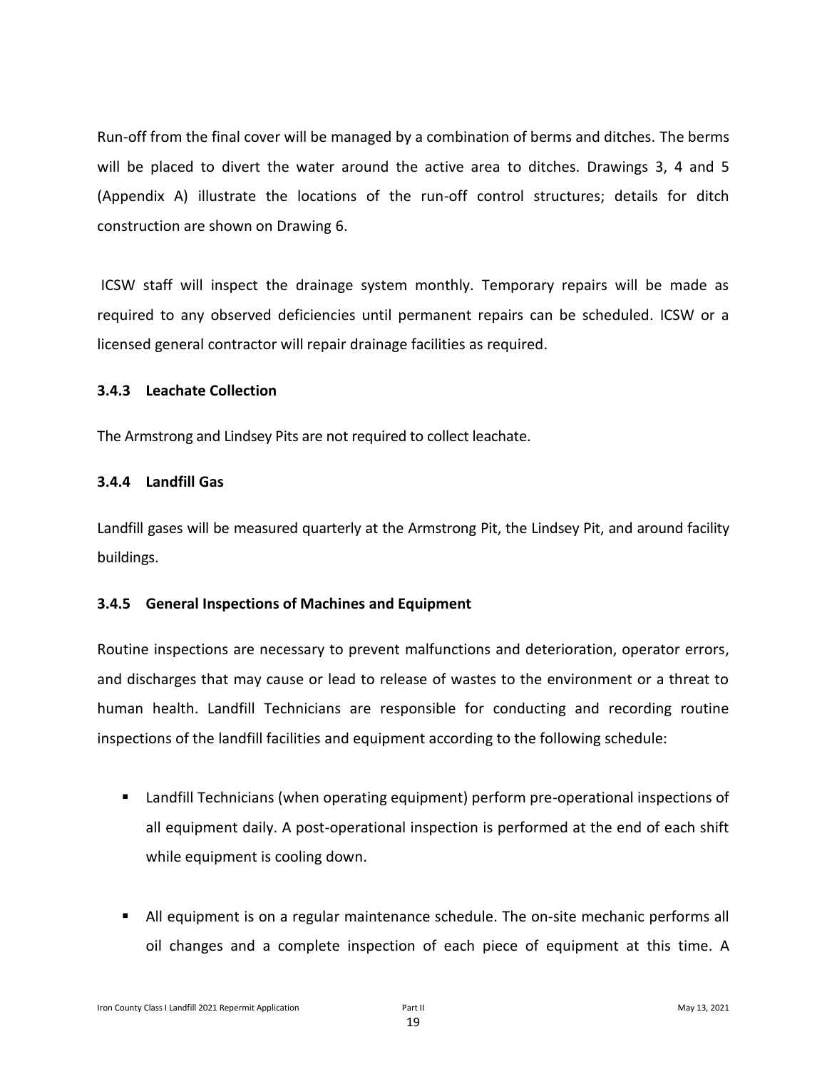Run-off from the final cover will be managed by a combination of berms and ditches. The berms will be placed to divert the water around the active area to ditches. Drawings 3, 4 and 5 (Appendix A) illustrate the locations of the run-off control structures; details for ditch construction are shown on Drawing 6.

ICSW staff will inspect the drainage system monthly. Temporary repairs will be made as required to any observed deficiencies until permanent repairs can be scheduled. ICSW or a licensed general contractor will repair drainage facilities as required.

### 3.4.3 Leachate Collection

The Armstrong and Lindsey Pits are not required to collect leachate.

### 3.4.4 Landfill Gas

Landfill gases will be measured quarterly at the Armstrong Pit, the Lindsey Pit, and around facility buildings.

### 3.4.5 General Inspections of Machines and Equipment

Routine inspections are necessary to prevent malfunctions and deterioration, operator errors, and discharges that may cause or lead to release of wastes to the environment or a threat to human health. Landfill Technicians are responsible for conducting and recording routine inspections of the landfill facilities and equipment according to the following schedule:

- Landfill Technicians (when operating equipment) perform pre-operational inspections of all equipment daily. A post-operational inspection is performed at the end of each shift while equipment is cooling down.

- All equipment is on a regular maintenance schedule. The on-site mechanic performs all oil changes and a complete inspection of each piece of equipment at this time. A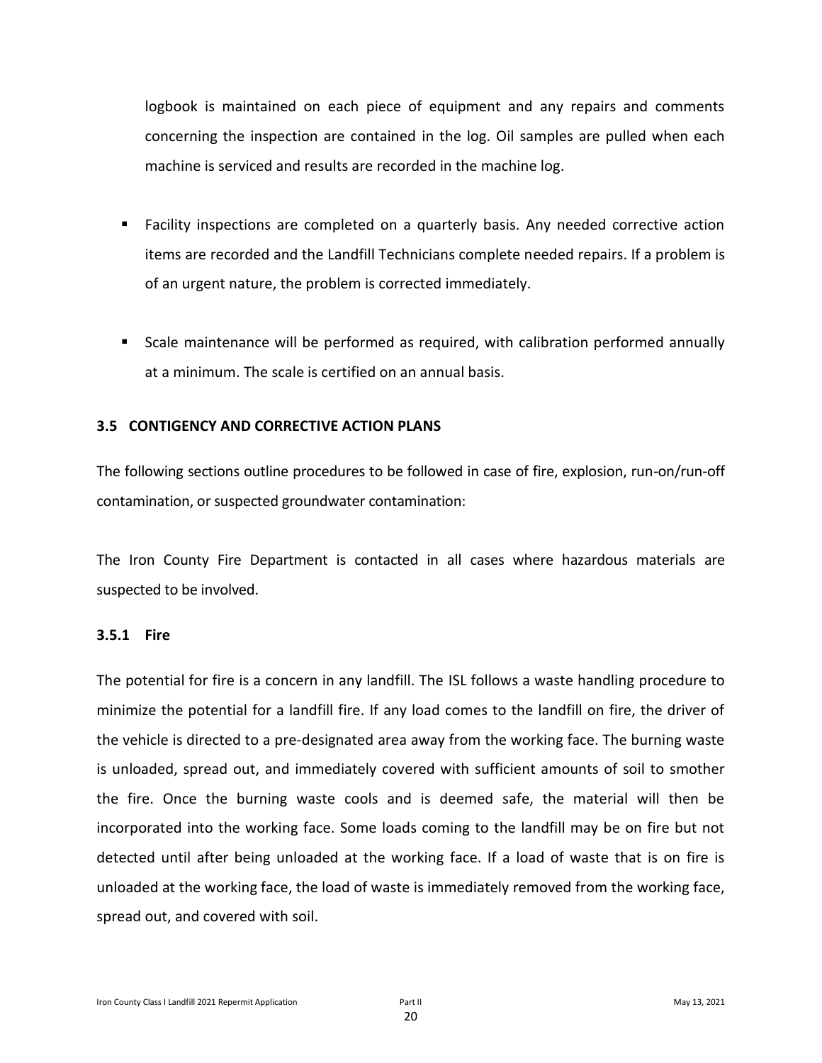logbook is maintained on each piece of equipment and any repairs and comments concerning the inspection are contained in the log. Oil samples are pulled when each machine is serviced and results are recorded in the machine log.

- Facility inspections are completed on a quarterly basis. Any needed corrective action items are recorded and the Landfill Technicians complete needed repairs. If a problem is of an urgent nature, the problem is corrected immediately.

- Scale maintenance will be performed as required, with calibration performed annually at a minimum. The scale is certified on an annual basis.

### 3.5 CONTIGENCY AND CORRECTIVE ACTION PLANS

The following sections outline procedures to be followed in case of fire, explosion, run-on/run-off contamination, or suspected groundwater contamination:

The Iron County Fire Department is contacted in all cases where hazardous materials are suspected to be involved.

#### 3.5.1 Fire

The potential for fire is a concern in any landfill. The ISL follows a waste handling procedure to minimize the potential for a landfill fire. If any load comes to the landfill on fire, the driver of the vehicle is directed to a pre-designated area away from the working face. The burning waste is unloaded, spread out, and immediately covered with sufficient amounts of soil to smother the fire. Once the burning waste cools and is deemed safe, the material will then be incorporated into the working face. Some loads coming to the landfill may be on fire but not detected until after being unloaded at the working face. If a load of waste that is on fire is unloaded at the working face, the load of waste is immediately removed from the working face, spread out, and covered with soil.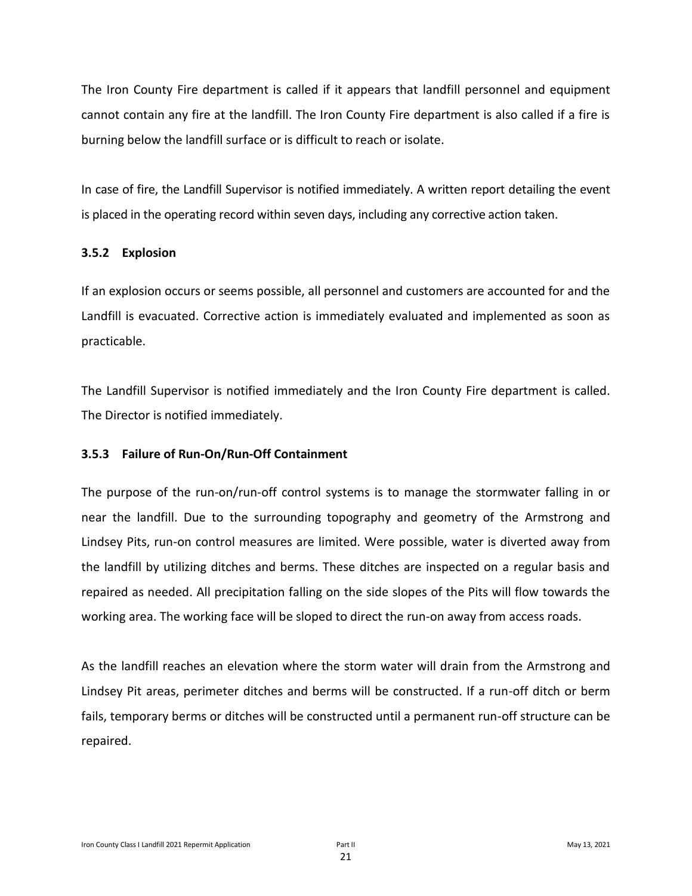The Iron County Fire department is called if it appears that landfill personnel and equipment cannot contain any fire at the landfill. The Iron County Fire department is also called if a fire is burning below the landfill surface or is difficult to reach or isolate.

In case of fire, the Landfill Supervisor is notified immediately. A written report detailing the event is placed in the operating record within seven days, including any corrective action taken.

### 3.5.2 Explosion

If an explosion occurs or seems possible, all personnel and customers are accounted for and the Landfill is evacuated. Corrective action is immediately evaluated and implemented as soon as practicable.

The Landfill Supervisor is notified immediately and the Iron County Fire department is called. The Director is notified immediately.

### 3.5.3 Failure of Run-On/Run-Off Containment

The purpose of the run-on/run-off control systems is to manage the stormwater falling in or near the landfill. Due to the surrounding topography and geometry of the Armstrong and Lindsey Pits, run-on control measures are limited. Were possible, water is diverted away from the landfill by utilizing ditches and berms. These ditches are inspected on a regular basis and repaired as needed. All precipitation falling on the side slopes of the Pits will flow towards the working area. The working face will be sloped to direct the run-on away from access roads.

As the landfill reaches an elevation where the storm water will drain from the Armstrong and Lindsey Pit areas, perimeter ditches and berms will be constructed. If a run-off ditch or berm fails, temporary berms or ditches will be constructed until a permanent run-off structure can be repaired.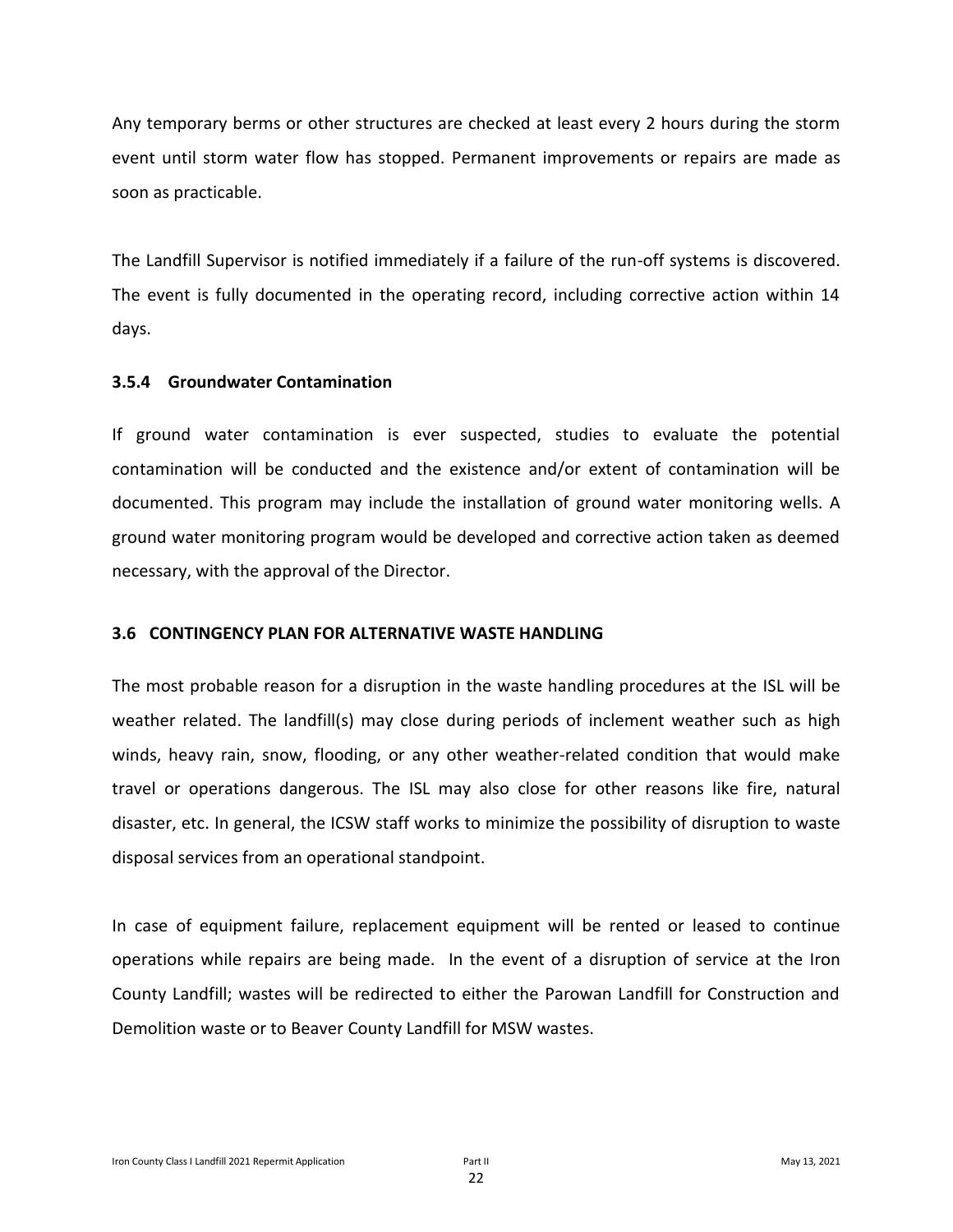Any temporary berms or other structures are checked at least every 2 hours during the storm event until storm water flow has stopped. Permanent improvements or repairs are made as soon as practicable.

The Landfill Supervisor is notified immediately if a failure of the run-off systems is discovered. The event is fully documented in the operating record, including corrective action within 14 days.

#### 3.5.4 Groundwater Contamination

If ground water contamination is ever suspected, studies to evaluate the potential contamination will be conducted and the existence and/or extent of contamination will be documented. This program may include the installation of ground water monitoring wells. A ground water monitoring program would be developed and corrective action taken as deemed necessary, with the approval of the Director.

### 3.6 CONTINGENCY PLAN FOR ALTERNATIVE WASTE HANDLING

The most probable reason for a disruption in the waste handling procedures at the ISL will be weather related. The landfill(s) may close during periods of inclement weather such as high winds, heavy rain, snow, flooding, or any other weather-related condition that would make travel or operations dangerous. The ISL may also close for other reasons like fire, natural disaster, etc. In general, the ICSW staff works to minimize the possibility of disruption to waste disposal services from an operational standpoint.

In case of equipment failure, replacement equipment will be rented or leased to continue operations while repairs are being made. In the event of a disruption of service at the Iron County Landfill; wastes will be redirected to either the Parowan Landfill for Construction and Demolition waste or to Beaver County Landfill for MSW wastes.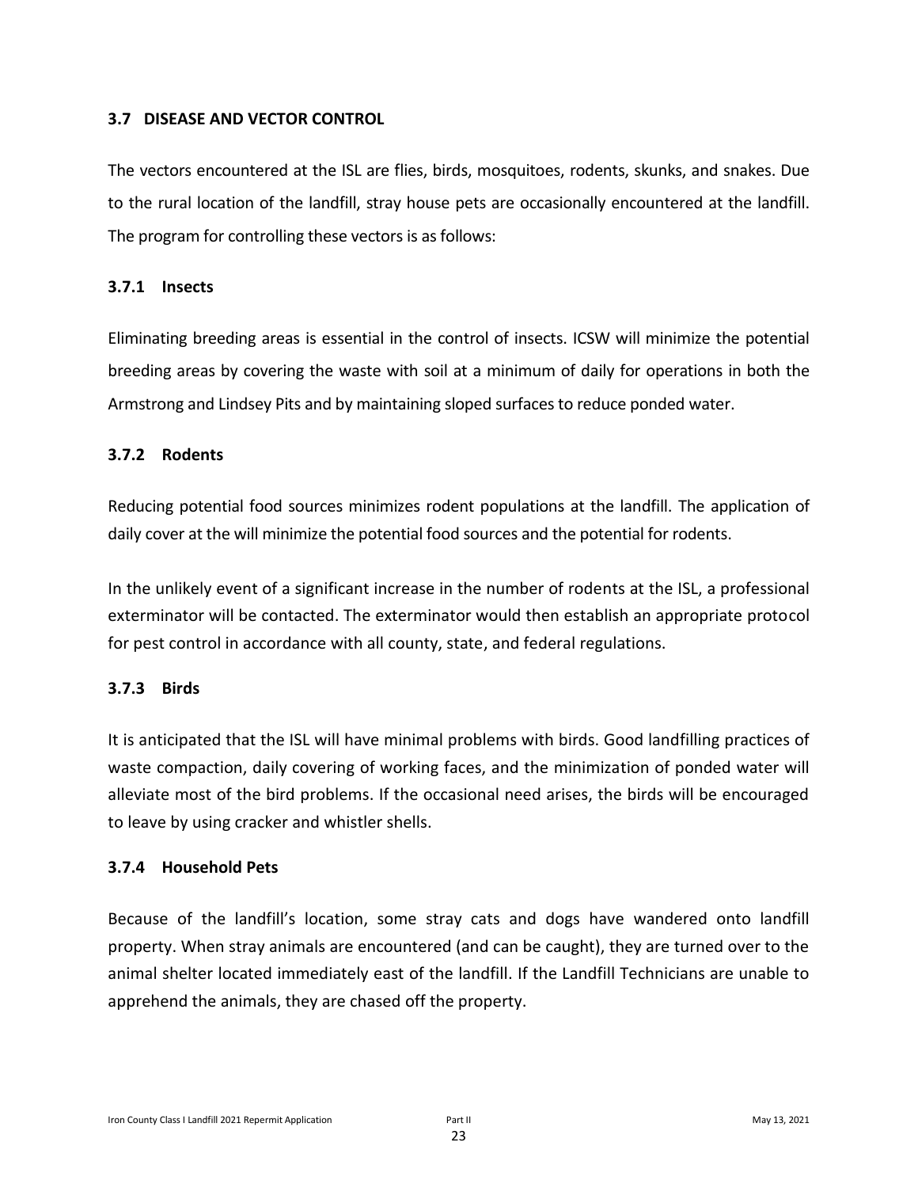### 3.7 DISEASE AND VECTOR CONTROL

The vectors encountered at the ISL are flies, birds, mosquitoes, rodents, skunks, and snakes. Due to the rural location of the landfill, stray house pets are occasionally encountered at the landfill. The program for controlling these vectors is as follows:

#### 3.7.1 Insects

Eliminating breeding areas is essential in the control of insects. ICSW will minimize the potential breeding areas by covering the waste with soil at a minimum of daily for operations in both the Armstrong and Lindsey Pits and by maintaining sloped surfaces to reduce ponded water.

#### 3.7.2 Rodents

Reducing potential food sources minimizes rodent populations at the landfill. The application of daily cover at the will minimize the potential food sources and the potential for rodents.

In the unlikely event of a significant increase in the number of rodents at the ISL, a professional exterminator will be contacted. The exterminator would then establish an appropriate protocol for pest control in accordance with all county, state, and federal regulations.

#### 3.7.3 Birds

It is anticipated that the ISL will have minimal problems with birds. Good landfilling practices of waste compaction, daily covering of working faces, and the minimization of ponded water will alleviate most of the bird problems. If the occasional need arises, the birds will be encouraged to leave by using cracker and whistler shells.

#### 3.7.4 Household Pets

Because of the landfill's location, some stray cats and dogs have wandered onto landfill property. When stray animals are encountered (and can be caught), they are turned over to the animal shelter located immediately east of the landfill. If the Landfill Technicians are unable to apprehend the animals, they are chased off the property.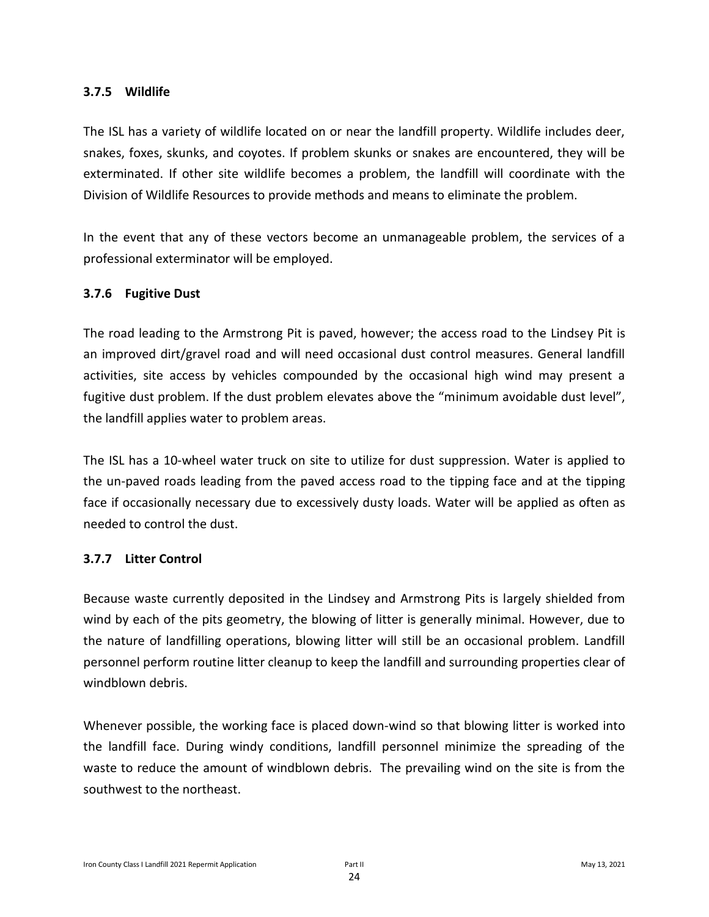### 3.7.5 Wildlife

The ISL has a variety of wildlife located on or near the landfill property. Wildlife includes deer, snakes, foxes, skunks, and coyotes. If problem skunks or snakes are encountered, they will be exterminated. If other site wildlife becomes a problem, the landfill will coordinate with the Division of Wildlife Resources to provide methods and means to eliminate the problem.

In the event that any of these vectors become an unmanageable problem, the services of a professional exterminator will be employed.

### 3.7.6 Fugitive Dust

The road leading to the Armstrong Pit is paved, however; the access road to the Lindsey Pit is an improved dirt/gravel road and will need occasional dust control measures. General landfill activities, site access by vehicles compounded by the occasional high wind may present a fugitive dust problem. If the dust problem elevates above the "minimum avoidable dust level", the landfill applies water to problem areas.

The ISL has a 10-wheel water truck on site to utilize for dust suppression. Water is applied to the un-paved roads leading from the paved access road to the tipping face and at the tipping face if occasionally necessary due to excessively dusty loads. Water will be applied as often as needed to control the dust.

### 3.7.7 Litter Control

Because waste currently deposited in the Lindsey and Armstrong Pits is largely shielded from wind by each of the pits geometry, the blowing of litter is generally minimal. However, due to the nature of landfilling operations, blowing litter will still be an occasional problem. Landfill personnel perform routine litter cleanup to keep the landfill and surrounding properties clear of windblown debris.

Whenever possible, the working face is placed down-wind so that blowing litter is worked into the landfill face. During windy conditions, landfill personnel minimize the spreading of the waste to reduce the amount of windblown debris. The prevailing wind on the site is from the southwest to the northeast.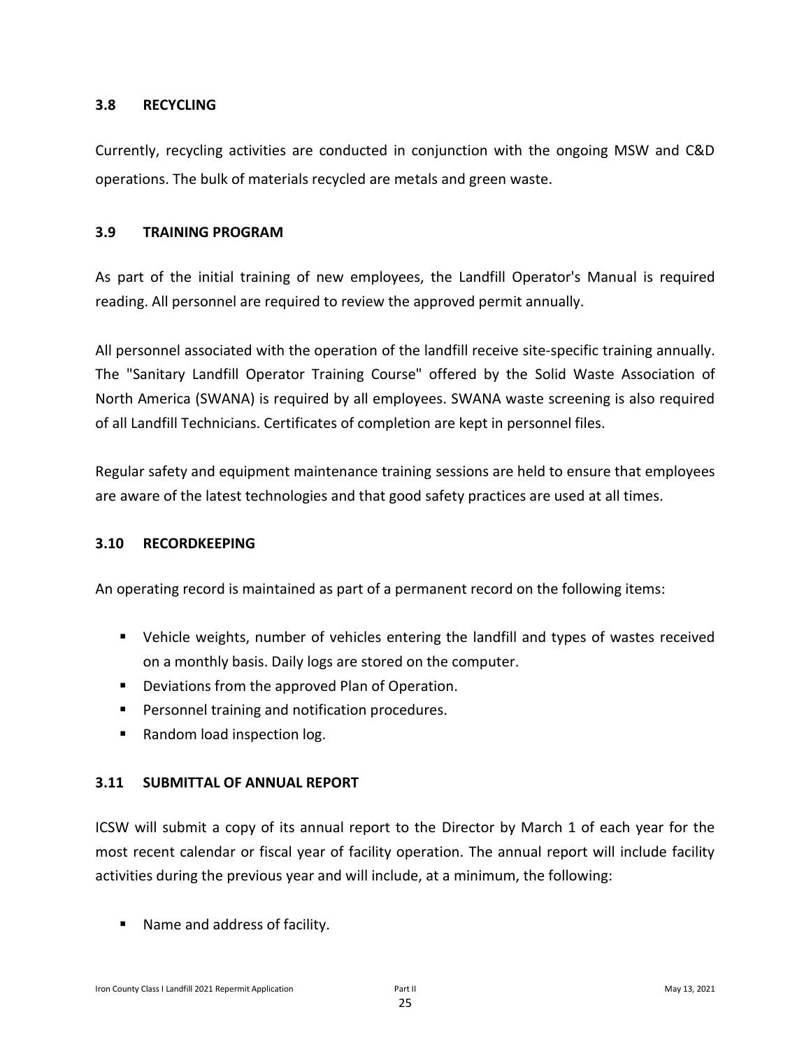### 3.8 RECYCLING

Currently, recycling activities are conducted in conjunction with the ongoing MSW and C&D operations. The bulk of materials recycled are metals and green waste.

### 3.9 TRAINING PROGRAM

As part of the initial training of new employees, the Landfill Operator's Manual is required reading. All personnel are required to review the approved permit annually.

All personnel associated with the operation of the landfill receive site-specific training annually. The "Sanitary Landfill Operator Training Course" offered by the Solid Waste Association of North America (SWANA) is required by all employees. SWANA waste screening is also required of all Landfill Technicians. Certificates of completion are kept in personnel files.

Regular safety and equipment maintenance training sessions are held to ensure that employees are aware of the latest technologies and that good safety practices are used at all times.

### 3.10 RECORDKEEPING

An operating record is maintained as part of a permanent record on the following items:

- Vehicle weights, number of vehicles entering the landfill and types of wastes received on a monthly basis. Daily logs are stored on the computer.
- Deviations from the approved Plan of Operation.
- Personnel training and notification procedures.
- Random load inspection log.

### 3.11 SUBMITTAL OF ANNUAL REPORT

ICSW will submit a copy of its annual report to the Director by March 1 of each year for the most recent calendar or fiscal year of facility operation. The annual report will include facility activities during the previous year and will include, at a minimum, the following:

- Name and address of facility.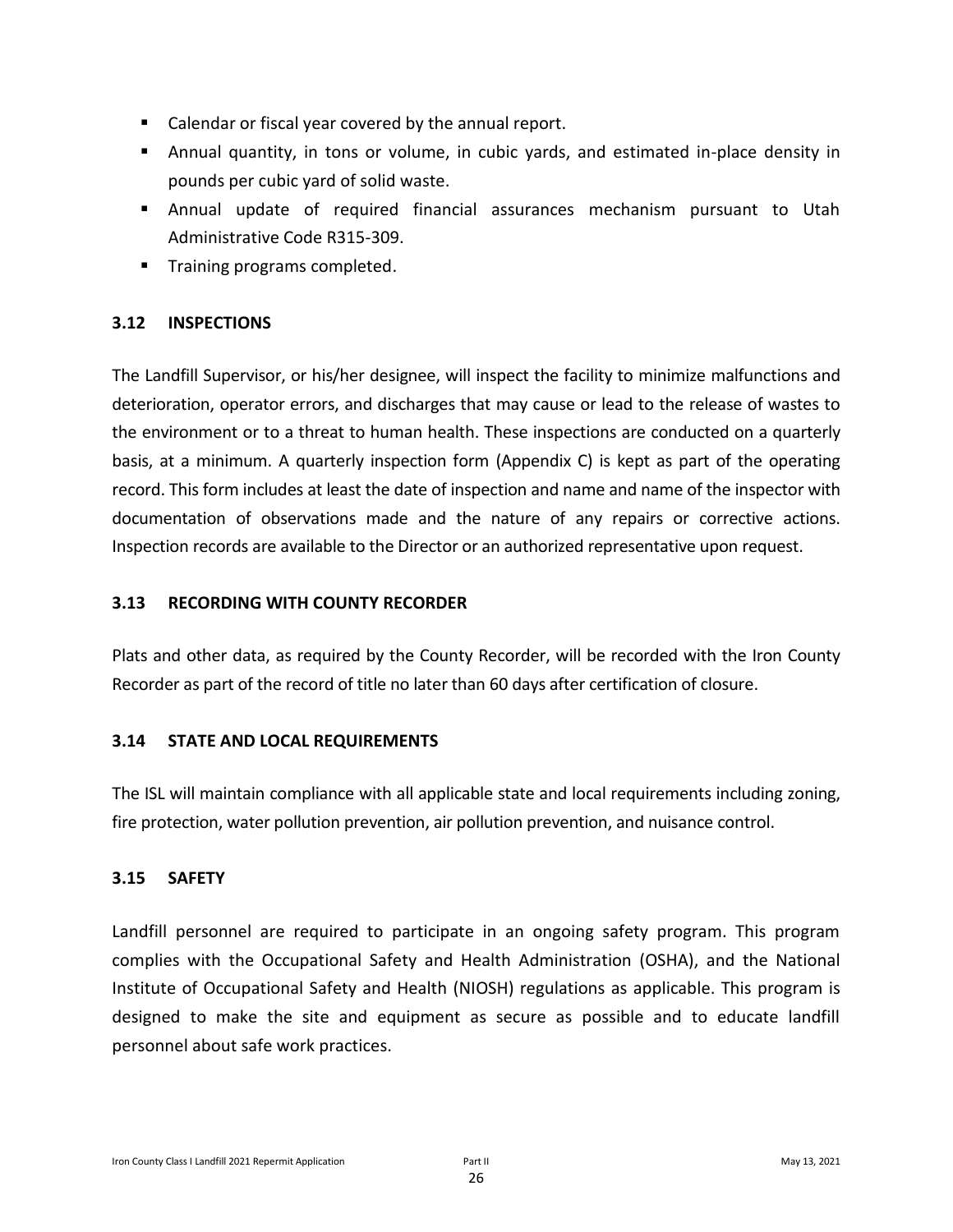- Calendar or fiscal year covered by the annual report.
- Annual quantity, in tons or volume, in cubic yards, and estimated in-place density in pounds per cubic yard of solid waste.
- Annual update of required financial assurances mechanism pursuant to Utah Administrative Code R315-309.
- Training programs completed.

### 3.12 INSPECTIONS

The Landfill Supervisor, or his/her designee, will inspect the facility to minimize malfunctions and deterioration, operator errors, and discharges that may cause or lead to the release of wastes to the environment or to a threat to human health. These inspections are conducted on a quarterly basis, at a minimum. A quarterly inspection form (Appendix C) is kept as part of the operating record. This form includes at least the date of inspection and name and name of the inspector with documentation of observations made and the nature of any repairs or corrective actions. Inspection records are available to the Director or an authorized representative upon request.

### 3.13 RECORDING WITH COUNTY RECORDER

Plats and other data, as required by the County Recorder, will be recorded with the Iron County Recorder as part of the record of title no later than 60 days after certification of closure.

### 3.14 STATE AND LOCAL REQUIREMENTS

The ISL will maintain compliance with all applicable state and local requirements including zoning, fire protection, water pollution prevention, air pollution prevention, and nuisance control.

### 3.15 SAFETY

Landfill personnel are required to participate in an ongoing safety program. This program complies with the Occupational Safety and Health Administration (OSHA), and the National Institute of Occupational Safety and Health (NIOSH) regulations as applicable. This program is designed to make the site and equipment as secure as possible and to educate landfill personnel about safe work practices.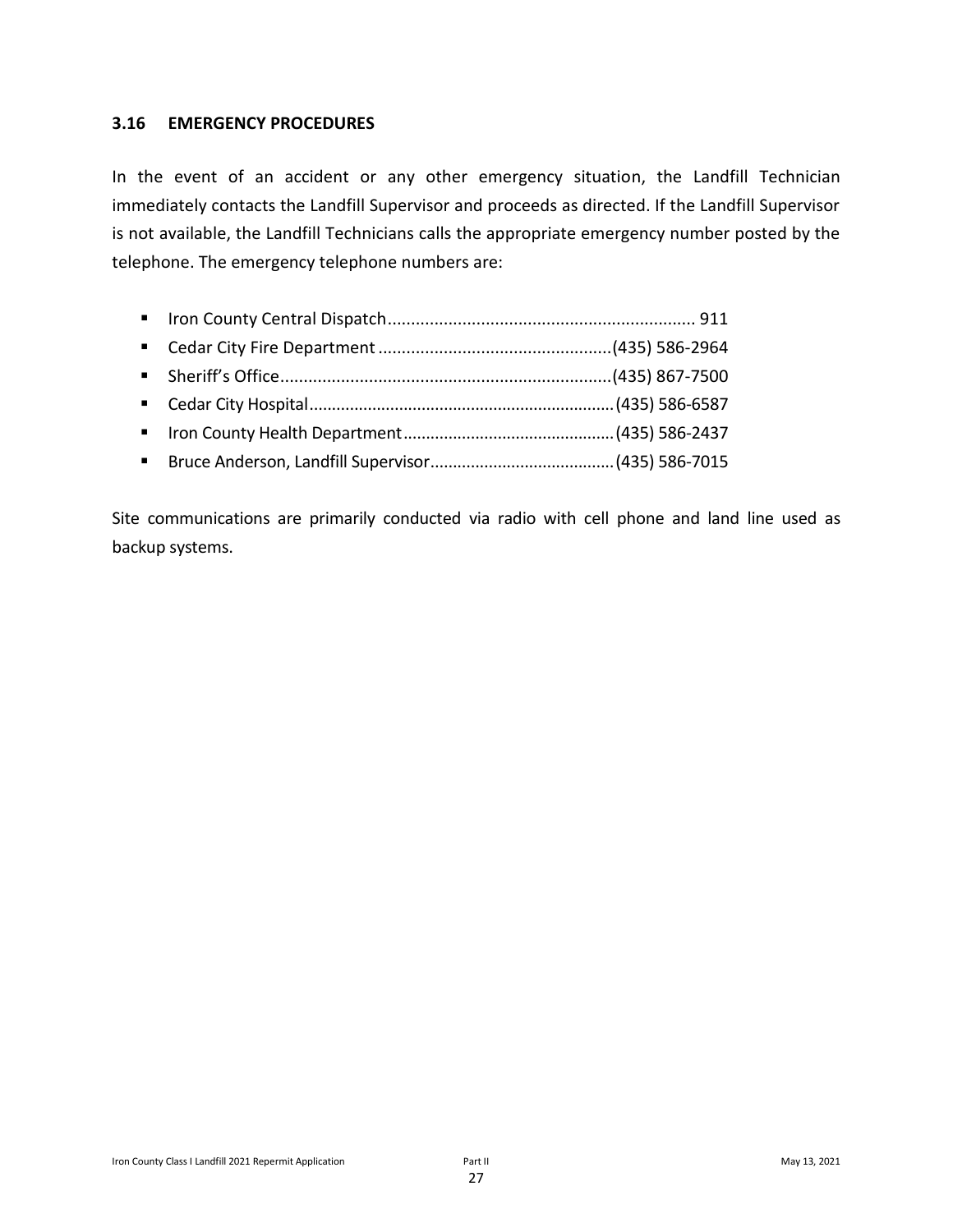### 3.16 EMERGENCY PROCEDURES

In the event of an accident or any other emergency situation, the Landfill Technician immediately contacts the Landfill Supervisor and proceeds as directed. If the Landfill Supervisor is not available, the Landfill Technicians calls the appropriate emergency number posted by the telephone. The emergency telephone numbers are:

- Iron County Central Dispatch.................................................................. 911
- Cedar City Fire Department ..................................................(435) 586-2964
- Sheriff's Office.......................................................................(435) 867-7500
- Cedar City Hospital...................................................................(435) 586-6587
- Iron County Health Department..............................................(435) 586-2437
- Bruce Anderson, Landfill Supervisor........................................(435) 586-7015

Site communications are primarily conducted via radio with cell phone and land line used as backup systems.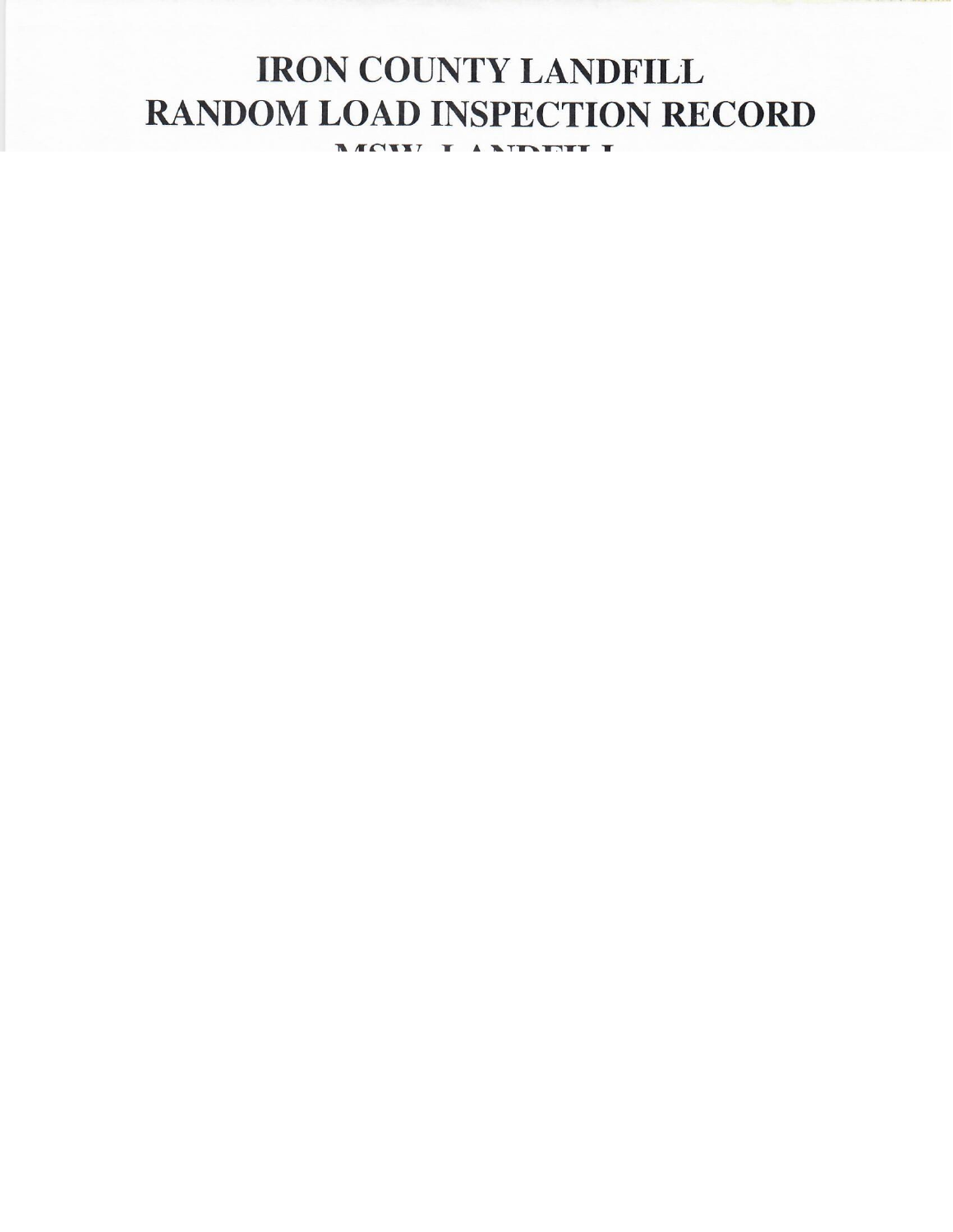# IRON COUNTY LANDFILL
# RANDOM LOAD INSPECTION RECORD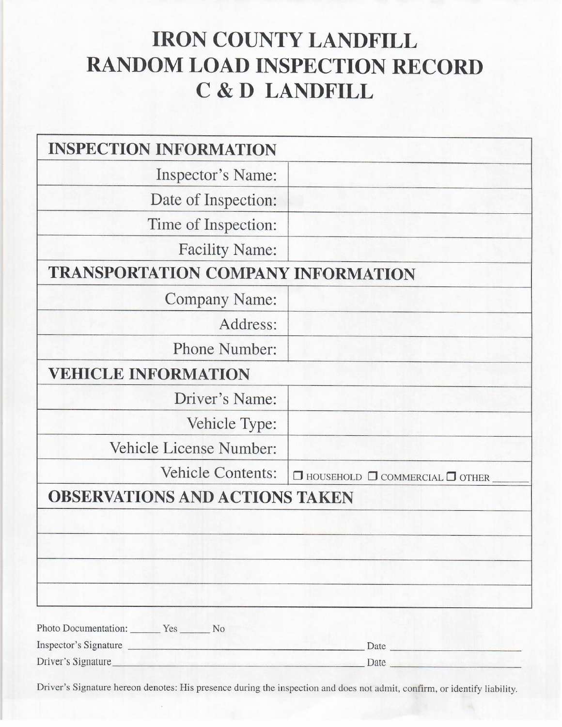# IRON COUNTY LANDFILL
# RANDOM LOAD INSPECTION RECORD
# C & D LANDFILL

| **INSPECTION INFORMATION** | |
|---|---|
| Inspector's Name: | |
| Date of Inspection: | |
| Time of Inspection: | |
| Facility Name: | |
| **TRANSPORTATION COMPANY INFORMATION** | |
| Company Name: | |
| Address: | |
| Phone Number: | |
| **VEHICLE INFORMATION** | |
| Driver's Name: | |
| Vehicle Type: | |
| Vehicle License Number: | |
| Vehicle Contents: | ☐ HOUSEHOLD ☐ COMMERCIAL ☐ OTHER ______ |
| **OBSERVATIONS AND ACTIONS TAKEN** | |
| | |
| | |
| | |
| | |

Photo Documentation: ______ Yes ______ No

Inspector's Signature ________________________________ Date ____________________

Driver's Signature ________________________________ Date ____________________

Driver's Signature hereon denotes: His presence during the inspection and does not admit, confirm, or identify liability.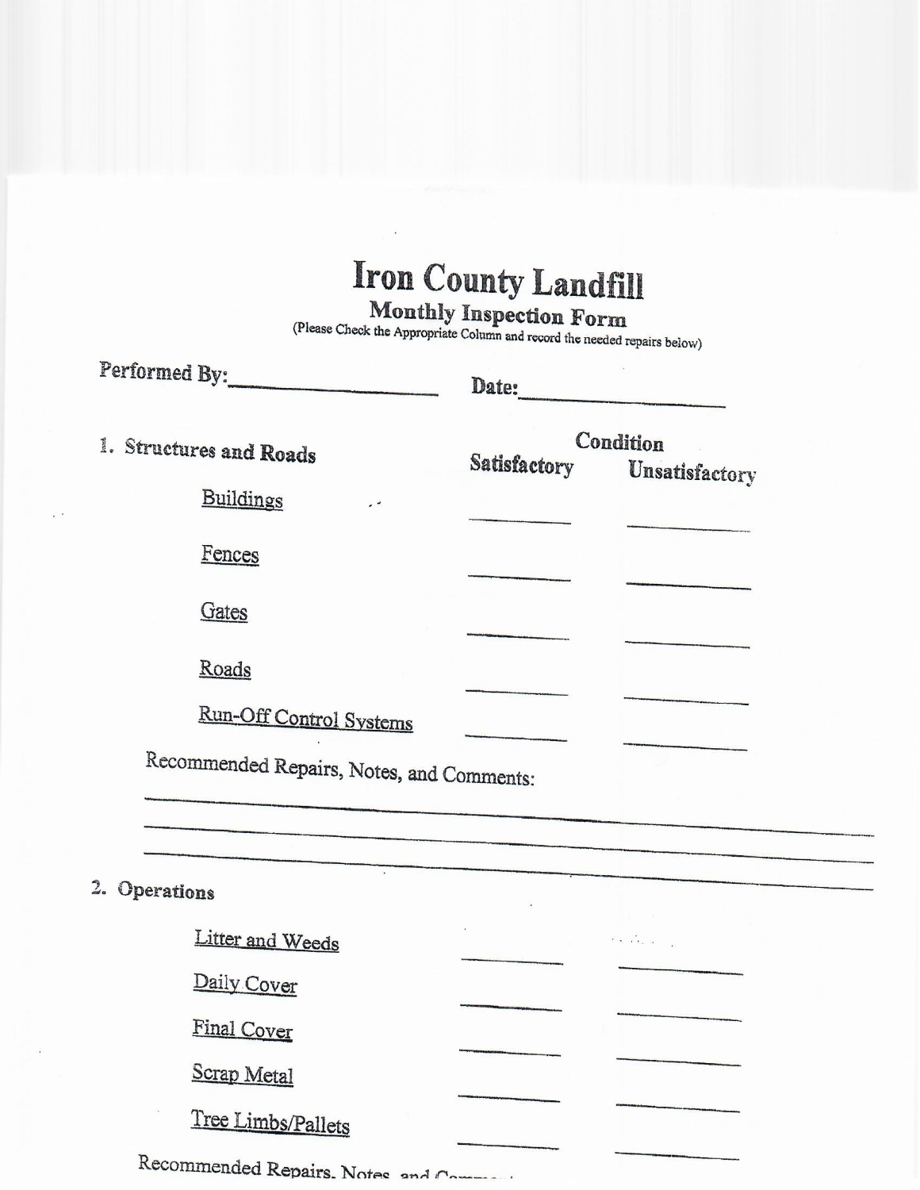# Iron County Landfill

## Monthly Inspection Form

(Please Check the Appropriate Column and record the needed repairs below)

Performed By:\_\_\_\_\_\_\_\_\_\_\_\_\_\_\_\_\_\_ Date:\_\_\_\_\_\_\_\_\_\_\_\_\_\_\_\_\_\_

### 1. Structures and Roads

| | Condition | |
|---|---|---|
| | Satisfactory | Unsatisfactory |
| Buildings | \_\_\_\_\_\_\_\_ | \_\_\_\_\_\_\_\_ |
| Fences | \_\_\_\_\_\_\_\_ | \_\_\_\_\_\_\_\_ |
| Gates | \_\_\_\_\_\_\_\_ | \_\_\_\_\_\_\_\_ |
| Roads | \_\_\_\_\_\_\_\_ | \_\_\_\_\_\_\_\_ |
| Run-Off Control Systems | \_\_\_\_\_\_\_\_ | \_\_\_\_\_\_\_\_ |

Recommended Repairs, Notes, and Comments:

\_\_\_\_\_\_\_\_\_\_\_\_\_\_\_\_\_\_\_\_\_\_\_\_\_\_\_\_\_\_\_\_\_\_\_\_\_\_\_\_\_\_\_\_\_\_\_\_\_\_\_\_\_\_\_\_\_\_\_\_

\_\_\_\_\_\_\_\_\_\_\_\_\_\_\_\_\_\_\_\_\_\_\_\_\_\_\_\_\_\_\_\_\_\_\_\_\_\_\_\_\_\_\_\_\_\_\_\_\_\_\_\_\_\_\_\_\_\_\_\_

\_\_\_\_\_\_\_\_\_\_\_\_\_\_\_\_\_\_\_\_\_\_\_\_\_\_\_\_\_\_\_\_\_\_\_\_\_\_\_\_\_\_\_\_\_\_\_\_\_\_\_\_\_\_\_\_\_\_\_\_

### 2. Operations

| | Satisfactory | Unsatisfactory |
|---|---|---|
| Litter and Weeds | \_\_\_\_\_\_\_\_ | \_\_\_\_\_\_\_\_ |
| Daily Cover | \_\_\_\_\_\_\_\_ | \_\_\_\_\_\_\_\_ |
| Final Cover | \_\_\_\_\_\_\_\_ | \_\_\_\_\_\_\_\_ |
| Scrap Metal | \_\_\_\_\_\_\_\_ | \_\_\_\_\_\_\_\_ |
| Tree Limbs/Pallets | \_\_\_\_\_\_\_\_ | \_\_\_\_\_\_\_\_ |

Recommended Repairs, Notes, and Comm...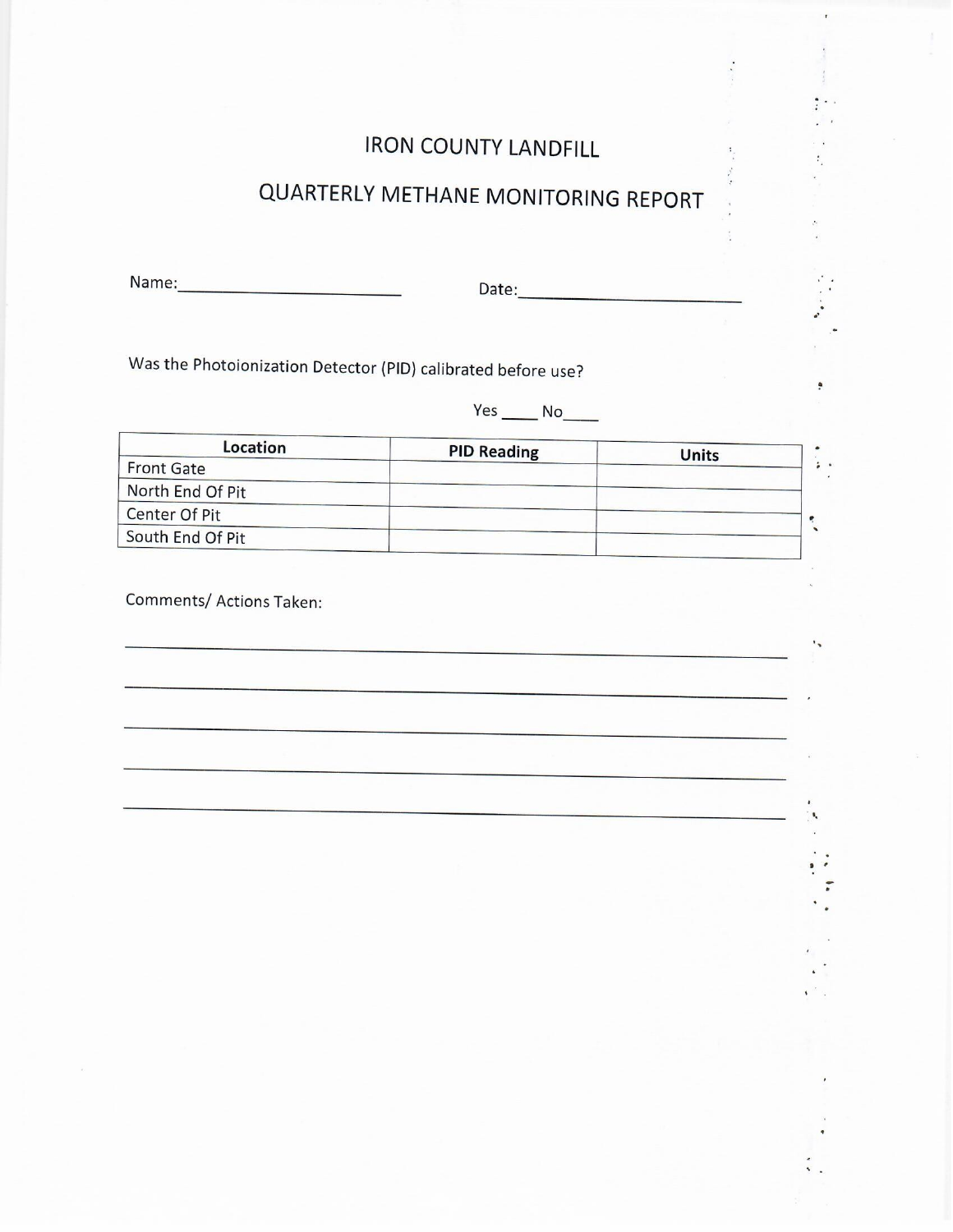# IRON COUNTY LANDFILL

## QUARTERLY METHANE MONITORING REPORT

Name:________________________ Date:________________________

Was the Photoionization Detector (PID) calibrated before use?

Yes ____ No____

| Location | PID Reading | Units |
|---|---|---|
| Front Gate | | |
| North End Of Pit | | |
| Center Of Pit | | |
| South End Of Pit | | |

Comments/ Actions Taken:

______________________________________________________________________

______________________________________________________________________

______________________________________________________________________

______________________________________________________________________

______________________________________________________________________